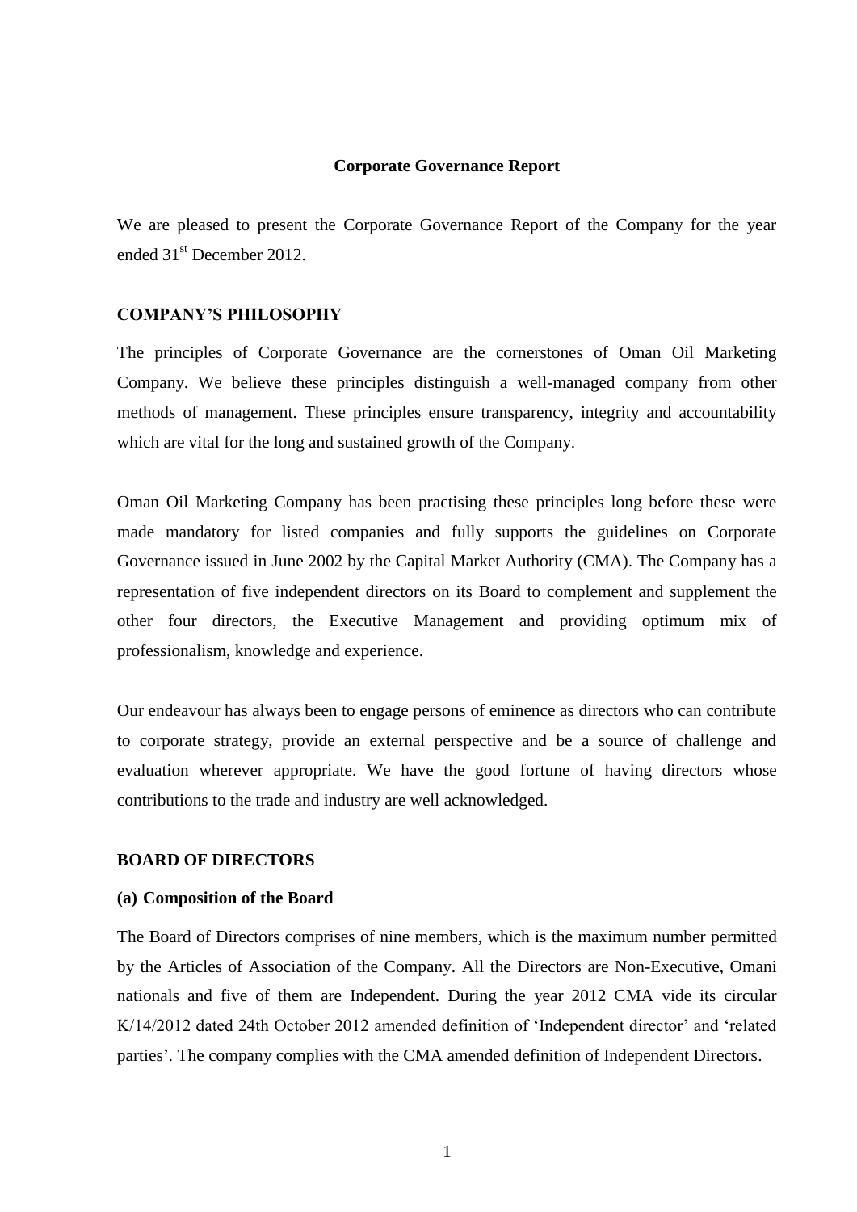# Corporate Governance Report

We are pleased to present the Corporate Governance Report of the Company for the year ended 31st December 2012.

## COMPANY'S PHILOSOPHY

The principles of Corporate Governance are the cornerstones of Oman Oil Marketing Company. We believe these principles distinguish a well-managed company from other methods of management. These principles ensure transparency, integrity and accountability which are vital for the long and sustained growth of the Company.

Oman Oil Marketing Company has been practising these principles long before these were made mandatory for listed companies and fully supports the guidelines on Corporate Governance issued in June 2002 by the Capital Market Authority (CMA). The Company has a representation of five independent directors on its Board to complement and supplement the other four directors, the Executive Management and providing optimum mix of professionalism, knowledge and experience.

Our endeavour has always been to engage persons of eminence as directors who can contribute to corporate strategy, provide an external perspective and be a source of challenge and evaluation wherever appropriate. We have the good fortune of having directors whose contributions to the trade and industry are well acknowledged.

## BOARD OF DIRECTORS

### (a) Composition of the Board

The Board of Directors comprises of nine members, which is the maximum number permitted by the Articles of Association of the Company. All the Directors are Non-Executive, Omani nationals and five of them are Independent. During the year 2012 CMA vide its circular K/14/2012 dated 24th October 2012 amended definition of 'Independent director' and 'related parties'. The company complies with the CMA amended definition of Independent Directors.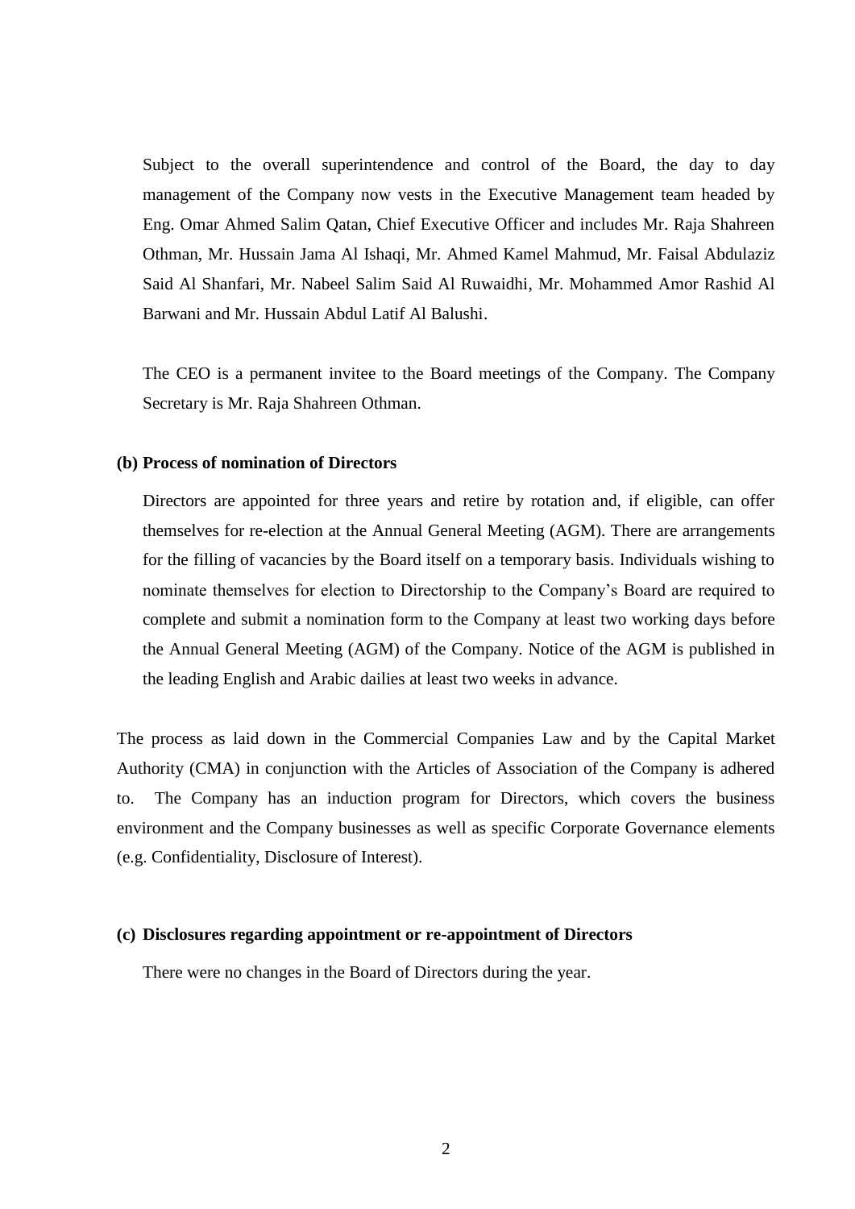Subject to the overall superintendence and control of the Board, the day to day management of the Company now vests in the Executive Management team headed by Eng. Omar Ahmed Salim Qatan, Chief Executive Officer and includes Mr. Raja Shahreen Othman, Mr. Hussain Jama Al Ishaqi, Mr. Ahmed Kamel Mahmud, Mr. Faisal Abdulaziz Said Al Shanfari, Mr. Nabeel Salim Said Al Ruwaidhi, Mr. Mohammed Amor Rashid Al Barwani and Mr. Hussain Abdul Latif Al Balushi.

The CEO is a permanent invitee to the Board meetings of the Company. The Company Secretary is Mr. Raja Shahreen Othman.

**(b) Process of nomination of Directors**

Directors are appointed for three years and retire by rotation and, if eligible, can offer themselves for re-election at the Annual General Meeting (AGM). There are arrangements for the filling of vacancies by the Board itself on a temporary basis. Individuals wishing to nominate themselves for election to Directorship to the Company's Board are required to complete and submit a nomination form to the Company at least two working days before the Annual General Meeting (AGM) of the Company. Notice of the AGM is published in the leading English and Arabic dailies at least two weeks in advance.

The process as laid down in the Commercial Companies Law and by the Capital Market Authority (CMA) in conjunction with the Articles of Association of the Company is adhered to. The Company has an induction program for Directors, which covers the business environment and the Company businesses as well as specific Corporate Governance elements (e.g. Confidentiality, Disclosure of Interest).

**(c) Disclosures regarding appointment or re-appointment of Directors**

There were no changes in the Board of Directors during the year.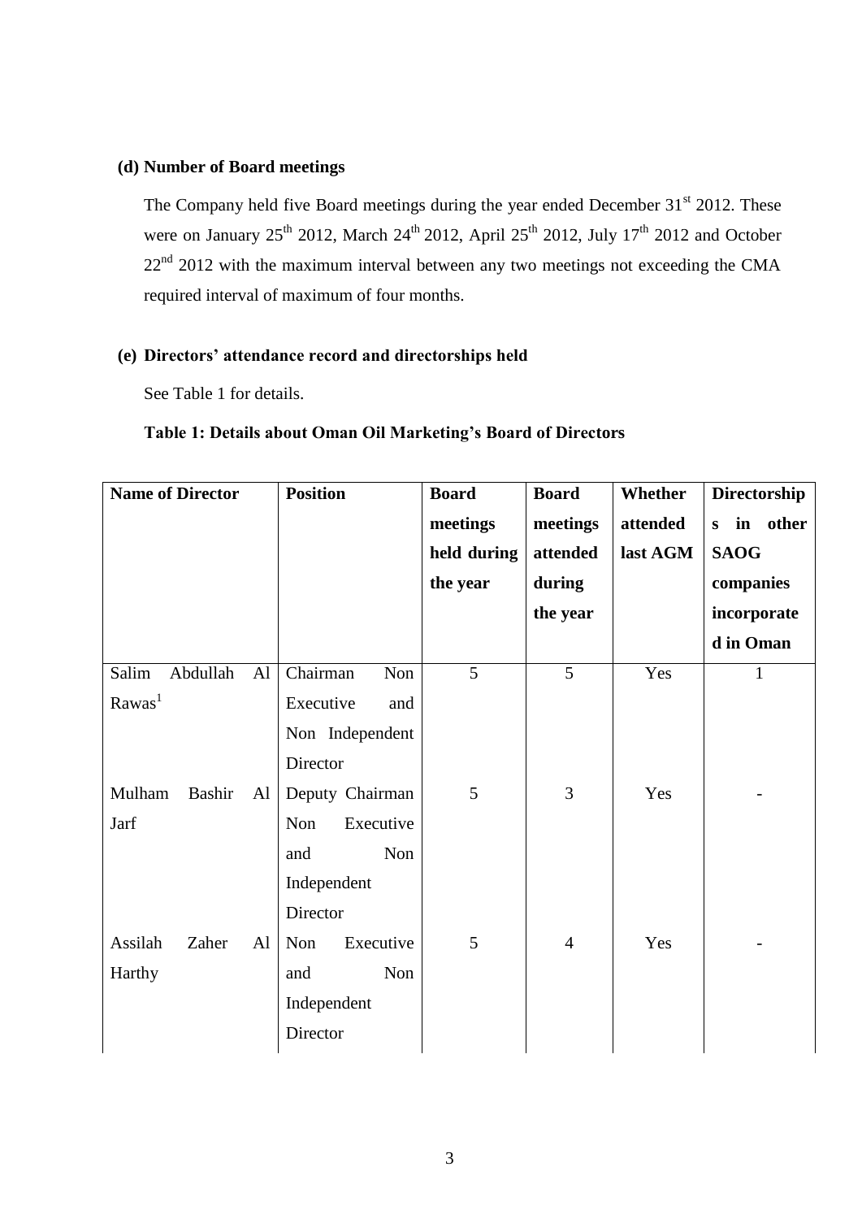**(d) Number of Board meetings**

The Company held five Board meetings during the year ended December 31st 2012. These were on January 25th 2012, March 24th 2012, April 25th 2012, July 17th 2012 and October 22nd 2012 with the maximum interval between any two meetings not exceeding the CMA required interval of maximum of four months.

**(e) Directors' attendance record and directorships held**

See Table 1 for details.

**Table 1: Details about Oman Oil Marketing's Board of Directors**

| Name of Director | Position | Board meetings held during the year | Board meetings attended during the year | Whether attended last AGM | Directorships in other SAOG companies incorporated in Oman |
|---|---|---|---|---|---|
| Salim Abdullah Al Rawas[1] | Chairman Non Executive and Non Independent Director | 5 | 5 | Yes | 1 |
| Mulham Bashir Al Jarf | Deputy Chairman Non Executive and Non Independent Director | 5 | 3 | Yes | - |
| Assilah Zaher Al Harthy | Non Executive and Non Independent Director | 5 | 4 | Yes | - |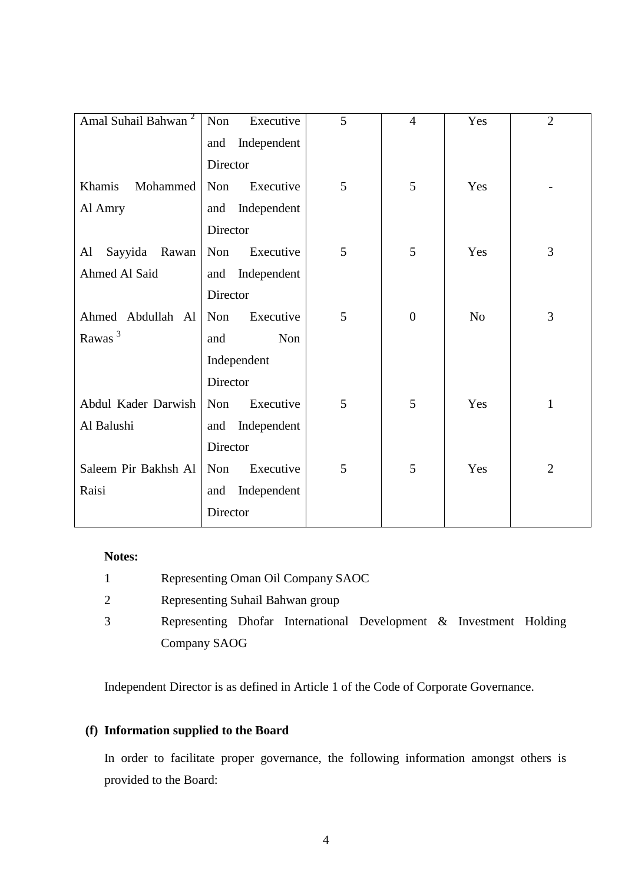| | | | | | |
|---|---|---|---|---|---|
| Amal Suhail Bahwan [2] | Non Executive and Independent Director | 5 | 4 | Yes | 2 |
| Khamis Mohammed Al Amry | Non Executive and Independent Director | 5 | 5 | Yes | - |
| Al Sayyida Rawan Ahmed Al Said | Non Executive and Independent Director | 5 | 5 | Yes | 3 |
| Ahmed Abdullah Al Rawas [3] | Non Executive and Non Independent Director | 5 | 0 | No | 3 |
| Abdul Kader Darwish Al Balushi | Non Executive and Independent Director | 5 | 5 | Yes | 1 |
| Saleem Pir Bakhsh Al Raisi | Non Executive and Independent Director | 5 | 5 | Yes | 2 |

**Notes:**

1 Representing Oman Oil Company SAOC

2 Representing Suhail Bahwan group

3 Representing Dhofar International Development & Investment Holding Company SAOG

Independent Director is as defined in Article 1 of the Code of Corporate Governance.

**(f) Information supplied to the Board**

In order to facilitate proper governance, the following information amongst others is provided to the Board: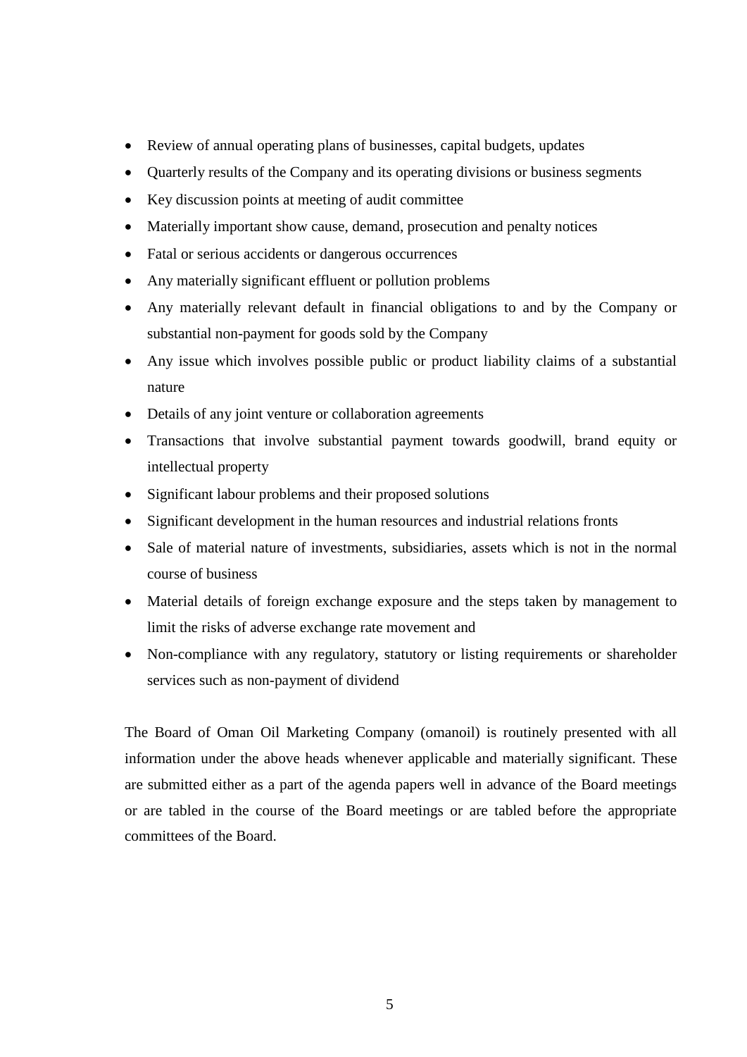- Review of annual operating plans of businesses, capital budgets, updates
- Quarterly results of the Company and its operating divisions or business segments
- Key discussion points at meeting of audit committee
- Materially important show cause, demand, prosecution and penalty notices
- Fatal or serious accidents or dangerous occurrences
- Any materially significant effluent or pollution problems
- Any materially relevant default in financial obligations to and by the Company or substantial non-payment for goods sold by the Company
- Any issue which involves possible public or product liability claims of a substantial nature
- Details of any joint venture or collaboration agreements
- Transactions that involve substantial payment towards goodwill, brand equity or intellectual property
- Significant labour problems and their proposed solutions
- Significant development in the human resources and industrial relations fronts
- Sale of material nature of investments, subsidiaries, assets which is not in the normal course of business
- Material details of foreign exchange exposure and the steps taken by management to limit the risks of adverse exchange rate movement and
- Non-compliance with any regulatory, statutory or listing requirements or shareholder services such as non-payment of dividend

The Board of Oman Oil Marketing Company (omanoil) is routinely presented with all information under the above heads whenever applicable and materially significant. These are submitted either as a part of the agenda papers well in advance of the Board meetings or are tabled in the course of the Board meetings or are tabled before the appropriate committees of the Board.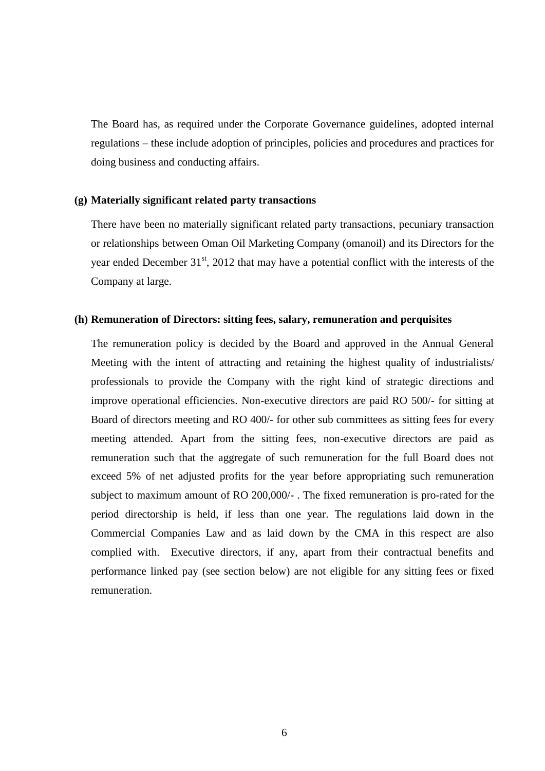The Board has, as required under the Corporate Governance guidelines, adopted internal regulations – these include adoption of principles, policies and procedures and practices for doing business and conducting affairs.

**(g) Materially significant related party transactions**

There have been no materially significant related party transactions, pecuniary transaction or relationships between Oman Oil Marketing Company (omanoil) and its Directors for the year ended December 31st, 2012 that may have a potential conflict with the interests of the Company at large.

**(h) Remuneration of Directors: sitting fees, salary, remuneration and perquisites**

The remuneration policy is decided by the Board and approved in the Annual General Meeting with the intent of attracting and retaining the highest quality of industrialists/ professionals to provide the Company with the right kind of strategic directions and improve operational efficiencies. Non-executive directors are paid RO 500/- for sitting at Board of directors meeting and RO 400/- for other sub committees as sitting fees for every meeting attended. Apart from the sitting fees, non-executive directors are paid as remuneration such that the aggregate of such remuneration for the full Board does not exceed 5% of net adjusted profits for the year before appropriating such remuneration subject to maximum amount of RO 200,000/- . The fixed remuneration is pro-rated for the period directorship is held, if less than one year. The regulations laid down in the Commercial Companies Law and as laid down by the CMA in this respect are also complied with. Executive directors, if any, apart from their contractual benefits and performance linked pay (see section below) are not eligible for any sitting fees or fixed remuneration.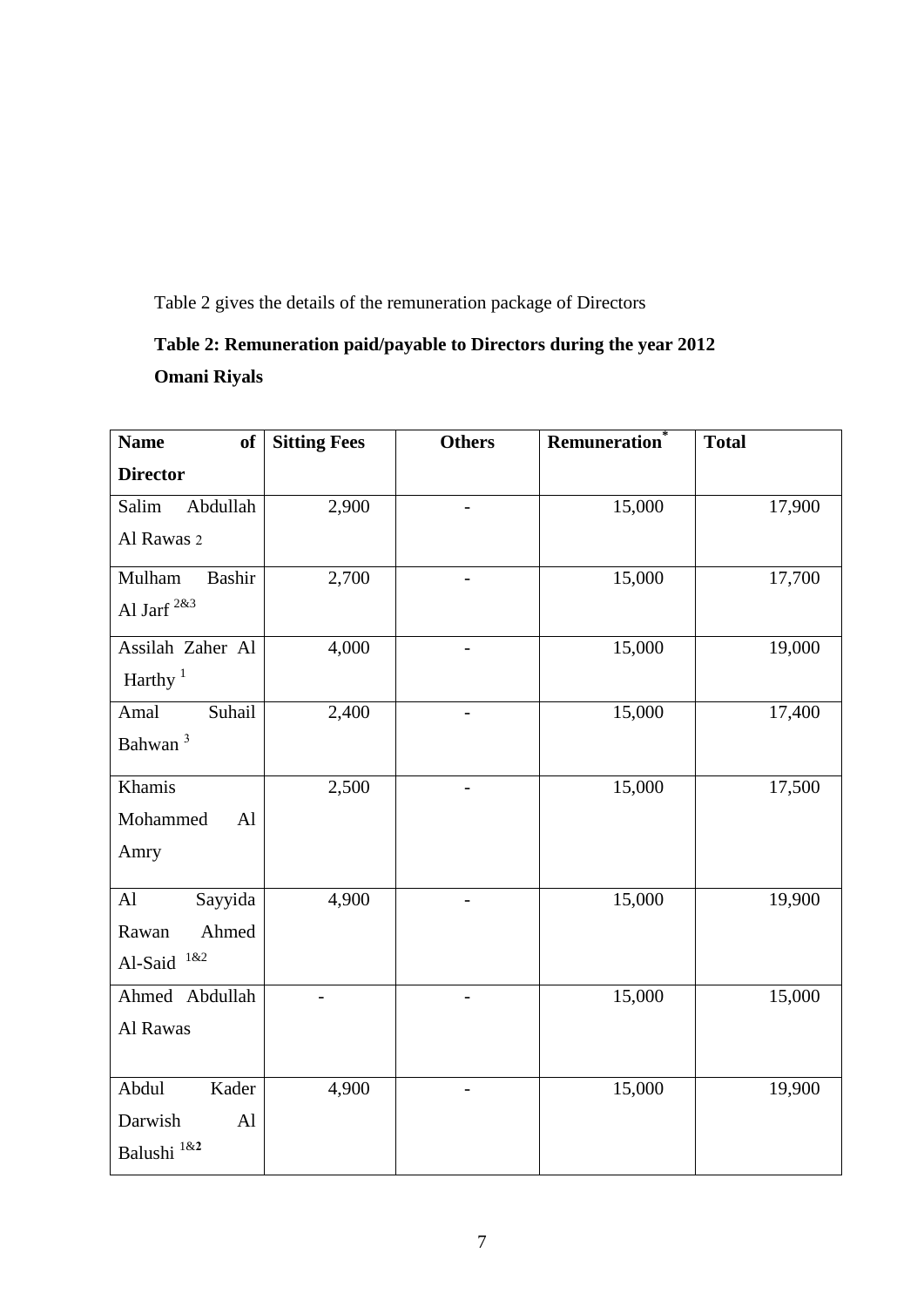Table 2 gives the details of the remuneration package of Directors

**Table 2: Remuneration paid/payable to Directors during the year 2012**

**Omani Riyals**

| Name of Director | Sitting Fees | Others | Remuneration* | Total |
|---|---|---|---|---|
| Salim Abdullah Al Rawas [2] | 2,900 | - | 15,000 | 17,900 |
| Mulham Bashir Al Jarf [2&3] | 2,700 | - | 15,000 | 17,700 |
| Assilah Zaher Al Harthy [1] | 4,000 | - | 15,000 | 19,000 |
| Amal Suhail Bahwan [3] | 2,400 | - | 15,000 | 17,400 |
| Khamis Mohammed Al Amry | 2,500 | - | 15,000 | 17,500 |
| Al Sayyida Rawan Ahmed Al-Said [1&2] | 4,900 | - | 15,000 | 19,900 |
| Ahmed Abdullah Al Rawas | - | - | 15,000 | 15,000 |
| Abdul Kader Darwish Al Balushi [1&2] | 4,900 | - | 15,000 | 19,900 |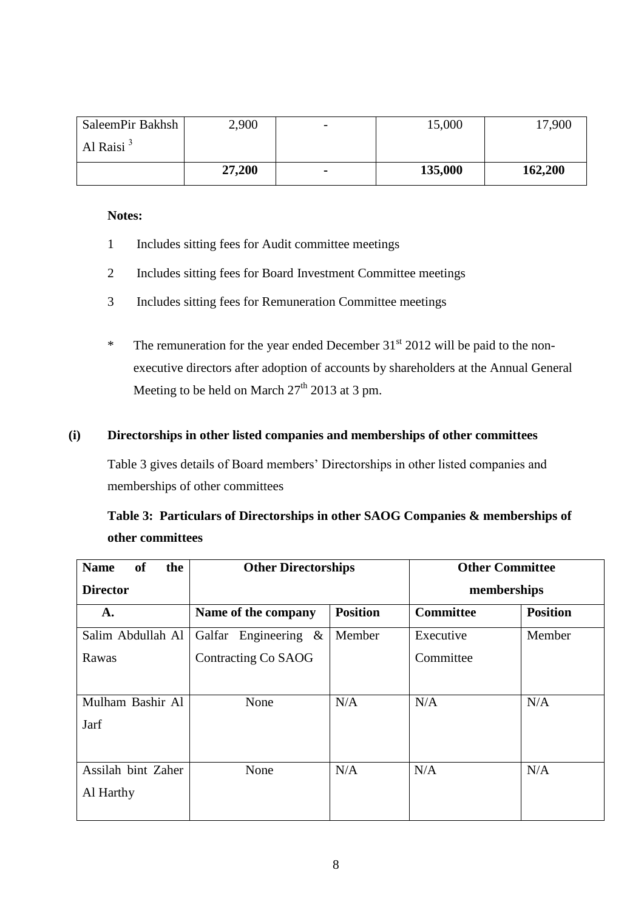| | | | | |
|---|---|---|---|---|
| SaleemPir Bakhsh Al Raisi [3] | 2,900 | - | 15,000 | 17,900 |
| | **27,200** | **-** | **135,000** | **162,200** |

**Notes:**

1 Includes sitting fees for Audit committee meetings

2 Includes sitting fees for Board Investment Committee meetings

3 Includes sitting fees for Remuneration Committee meetings

\* The remuneration for the year ended December 31st 2012 will be paid to the non-executive directors after adoption of accounts by shareholders at the Annual General Meeting to be held on March 27th 2013 at 3 pm.

### (i) Directorships in other listed companies and memberships of other committees

Table 3 gives details of Board members' Directorships in other listed companies and memberships of other committees

**Table 3: Particulars of Directorships in other SAOG Companies & memberships of other committees**

| Name of the Director | Other Directorships | | Other Committee memberships | |
|---|---|---|---|---|
| **A.** | **Name of the company** | **Position** | **Committee** | **Position** |
| Salim Abdullah Al Rawas | Galfar Engineering & Contracting Co SAOG | Member | Executive Committee | Member |
| Mulham Bashir Al Jarf | None | N/A | N/A | N/A |
| Assilah bint Zaher Al Harthy | None | N/A | N/A | N/A |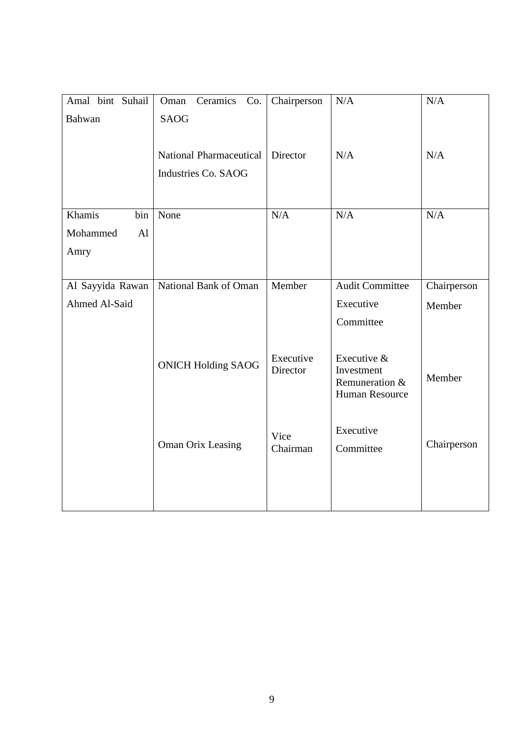| Amal bint Suhail Bahwan | Oman Ceramics Co. SAOG | Chairperson | N/A | N/A |
|---|---|---|---|---|
| | National Pharmaceutical Industries Co. SAOG | Director | N/A | N/A |
| Khamis bin Mohammed Al Amry | None | N/A | N/A | N/A |
| Al Sayyida Rawan Ahmed Al-Said | National Bank of Oman | Member | Audit Committee | Chairperson |
| | | | Executive Committee | Member |
| | ONICH Holding SAOG | Executive Director | Executive & Investment Remuneration & Human Resource | Member |
| | Oman Orix Leasing | Vice Chairman | Executive Committee | Chairperson |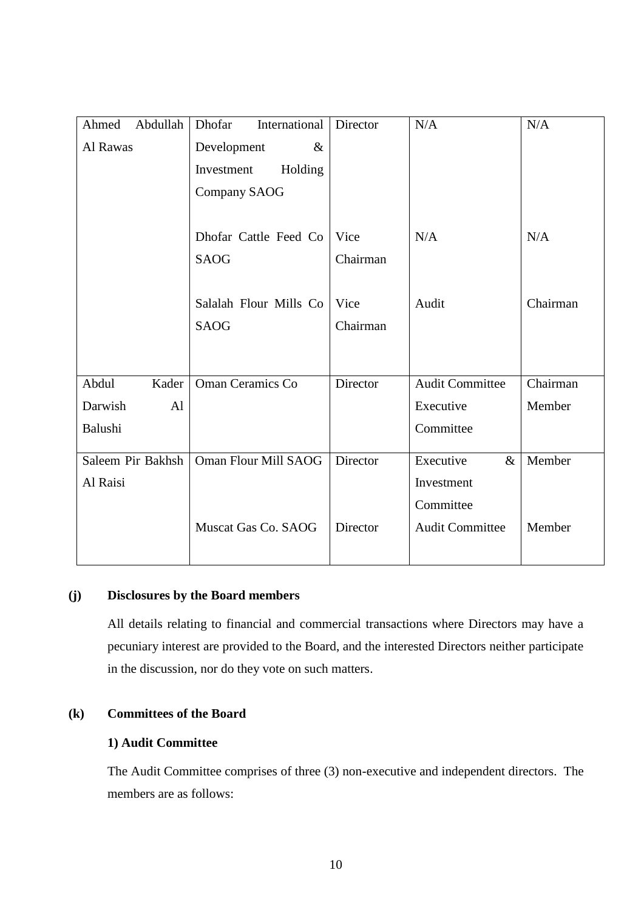| | | | | |
|---|---|---|---|---|
| Ahmed Abdullah Al Rawas | Dhofar International Development & Investment Holding Company SAOG | Director | N/A | N/A |
| | Dhofar Cattle Feed Co SAOG | Vice Chairman | N/A | N/A |
| | Salalah Flour Mills Co SAOG | Vice Chairman | Audit | Chairman |
| Abdul Kader Darwish Al Balushi | Oman Ceramics Co | Director | Audit Committee<br>Executive Committee | Chairman<br>Member |
| Saleem Pir Bakhsh Al Raisi | Oman Flour Mill SAOG | Director | Executive & Investment Committee | Member |
| | Muscat Gas Co. SAOG | Director | Audit Committee | Member |

**(j) Disclosures by the Board members**

All details relating to financial and commercial transactions where Directors may have a pecuniary interest are provided to the Board, and the interested Directors neither participate in the discussion, nor do they vote on such matters.

**(k) Committees of the Board**

**1) Audit Committee**

The Audit Committee comprises of three (3) non-executive and independent directors. The members are as follows: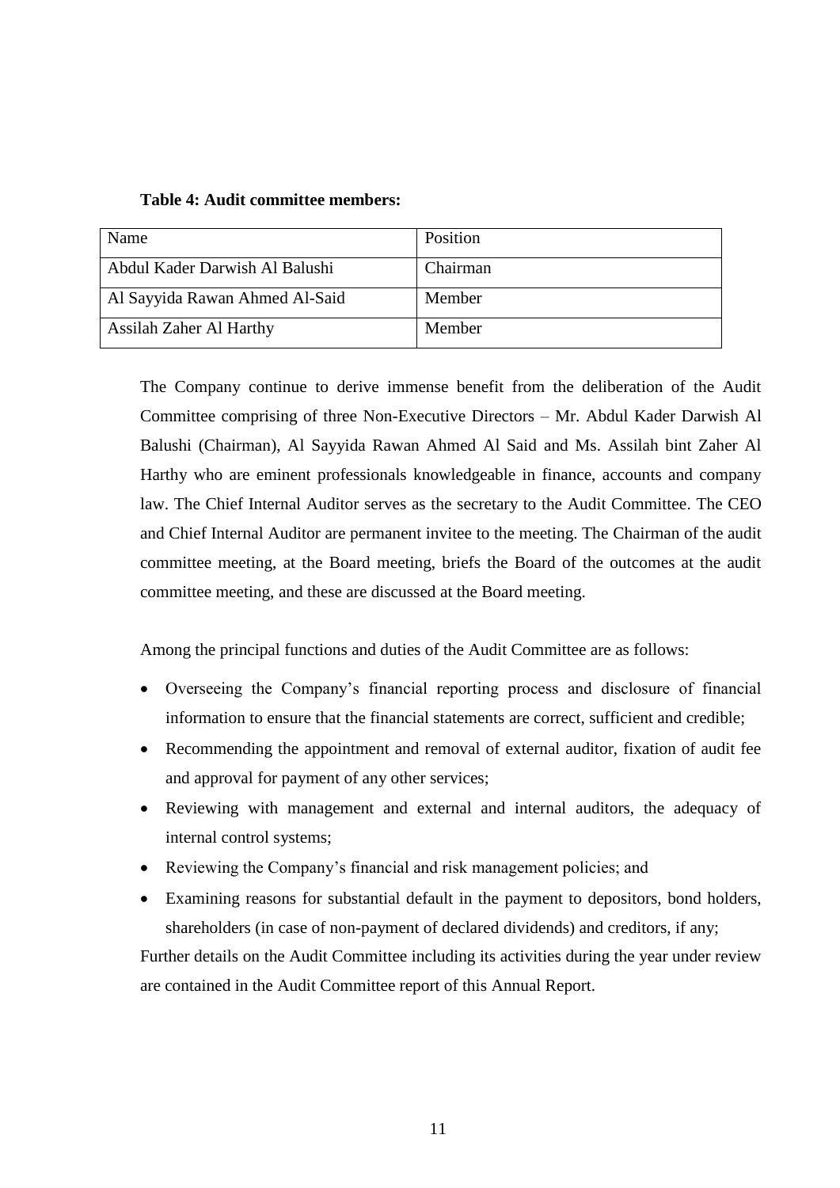**Table 4: Audit committee members:**

| Name | Position |
|---|---|
| Abdul Kader Darwish Al Balushi | Chairman |
| Al Sayyida Rawan Ahmed Al-Said | Member |
| Assilah Zaher Al Harthy | Member |

The Company continue to derive immense benefit from the deliberation of the Audit Committee comprising of three Non-Executive Directors – Mr. Abdul Kader Darwish Al Balushi (Chairman), Al Sayyida Rawan Ahmed Al Said and Ms. Assilah bint Zaher Al Harthy who are eminent professionals knowledgeable in finance, accounts and company law. The Chief Internal Auditor serves as the secretary to the Audit Committee. The CEO and Chief Internal Auditor are permanent invitee to the meeting. The Chairman of the audit committee meeting, at the Board meeting, briefs the Board of the outcomes at the audit committee meeting, and these are discussed at the Board meeting.

Among the principal functions and duties of the Audit Committee are as follows:

- Overseeing the Company's financial reporting process and disclosure of financial information to ensure that the financial statements are correct, sufficient and credible;
- Recommending the appointment and removal of external auditor, fixation of audit fee and approval for payment of any other services;
- Reviewing with management and external and internal auditors, the adequacy of internal control systems;
- Reviewing the Company's financial and risk management policies; and
- Examining reasons for substantial default in the payment to depositors, bond holders, shareholders (in case of non-payment of declared dividends) and creditors, if any;

Further details on the Audit Committee including its activities during the year under review are contained in the Audit Committee report of this Annual Report.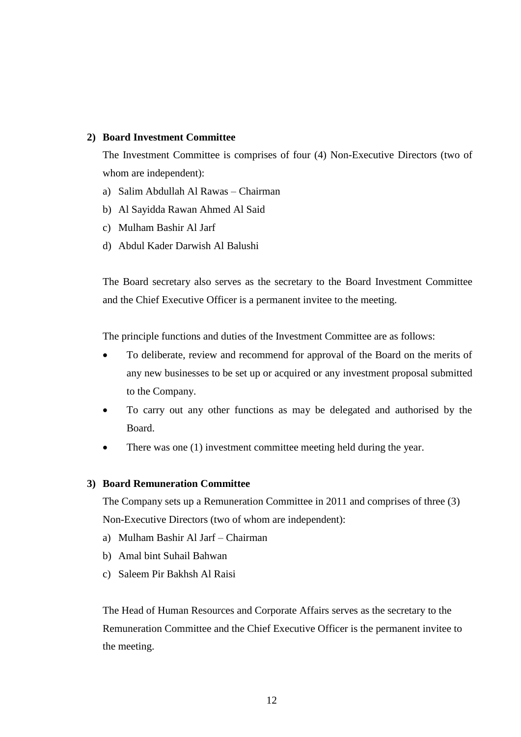**2) Board Investment Committee**

The Investment Committee is comprises of four (4) Non-Executive Directors (two of whom are independent):

a) Salim Abdullah Al Rawas – Chairman
b) Al Sayidda Rawan Ahmed Al Said
c) Mulham Bashir Al Jarf
d) Abdul Kader Darwish Al Balushi

The Board secretary also serves as the secretary to the Board Investment Committee and the Chief Executive Officer is a permanent invitee to the meeting.

The principle functions and duties of the Investment Committee are as follows:

- To deliberate, review and recommend for approval of the Board on the merits of any new businesses to be set up or acquired or any investment proposal submitted to the Company.
- To carry out any other functions as may be delegated and authorised by the Board.
- There was one (1) investment committee meeting held during the year.

**3) Board Remuneration Committee**

The Company sets up a Remuneration Committee in 2011 and comprises of three (3) Non-Executive Directors (two of whom are independent):

a) Mulham Bashir Al Jarf – Chairman
b) Amal bint Suhail Bahwan
c) Saleem Pir Bakhsh Al Raisi

The Head of Human Resources and Corporate Affairs serves as the secretary to the Remuneration Committee and the Chief Executive Officer is the permanent invitee to the meeting.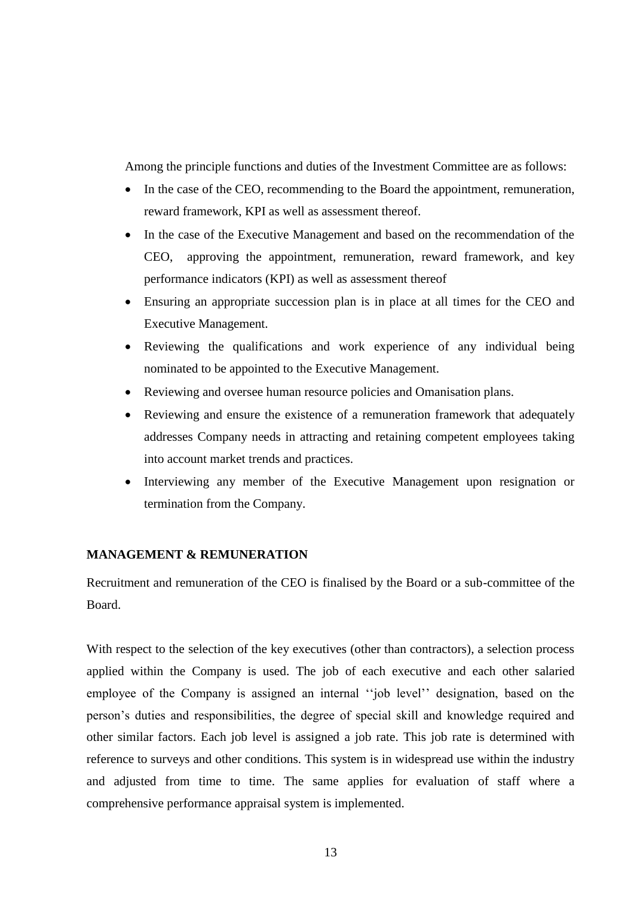Among the principle functions and duties of the Investment Committee are as follows:

- In the case of the CEO, recommending to the Board the appointment, remuneration, reward framework, KPI as well as assessment thereof.
- In the case of the Executive Management and based on the recommendation of the CEO, approving the appointment, remuneration, reward framework, and key performance indicators (KPI) as well as assessment thereof
- Ensuring an appropriate succession plan is in place at all times for the CEO and Executive Management.
- Reviewing the qualifications and work experience of any individual being nominated to be appointed to the Executive Management.
- Reviewing and oversee human resource policies and Omanisation plans.
- Reviewing and ensure the existence of a remuneration framework that adequately addresses Company needs in attracting and retaining competent employees taking into account market trends and practices.
- Interviewing any member of the Executive Management upon resignation or termination from the Company.

**MANAGEMENT & REMUNERATION**

Recruitment and remuneration of the CEO is finalised by the Board or a sub-committee of the Board.

With respect to the selection of the key executives (other than contractors), a selection process applied within the Company is used. The job of each executive and each other salaried employee of the Company is assigned an internal ''job level'' designation, based on the person's duties and responsibilities, the degree of special skill and knowledge required and other similar factors. Each job level is assigned a job rate. This job rate is determined with reference to surveys and other conditions. This system is in widespread use within the industry and adjusted from time to time. The same applies for evaluation of staff where a comprehensive performance appraisal system is implemented.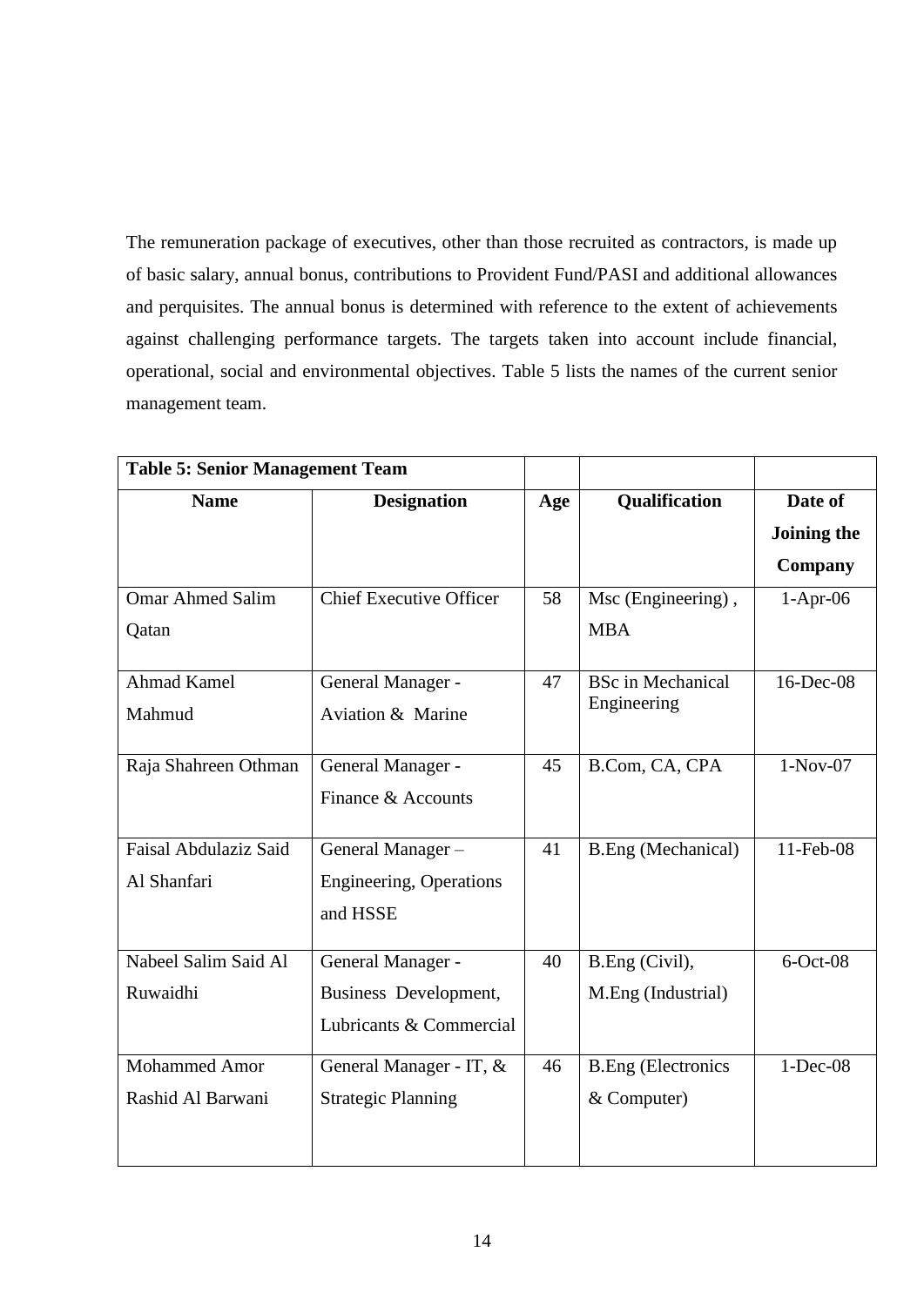The remuneration package of executives, other than those recruited as contractors, is made up of basic salary, annual bonus, contributions to Provident Fund/PASI and additional allowances and perquisites. The annual bonus is determined with reference to the extent of achievements against challenging performance targets. The targets taken into account include financial, operational, social and environmental objectives. Table 5 lists the names of the current senior management team.

**Table 5: Senior Management Team**

| Name | Designation | Age | Qualification | Date of Joining the Company |
|---|---|---|---|---|
| Omar Ahmed Salim Qatan | Chief Executive Officer | 58 | Msc (Engineering) , MBA | 1-Apr-06 |
| Ahmad Kamel Mahmud | General Manager - Aviation & Marine | 47 | BSc in Mechanical Engineering | 16-Dec-08 |
| Raja Shahreen Othman | General Manager - Finance & Accounts | 45 | B.Com, CA, CPA | 1-Nov-07 |
| Faisal Abdulaziz Said Al Shanfari | General Manager – Engineering, Operations and HSSE | 41 | B.Eng (Mechanical) | 11-Feb-08 |
| Nabeel Salim Said Al Ruwaidhi | General Manager - Business Development, Lubricants & Commercial | 40 | B.Eng (Civil), M.Eng (Industrial) | 6-Oct-08 |
| Mohammed Amor Rashid Al Barwani | General Manager - IT, & Strategic Planning | 46 | B.Eng (Electronics & Computer) | 1-Dec-08 |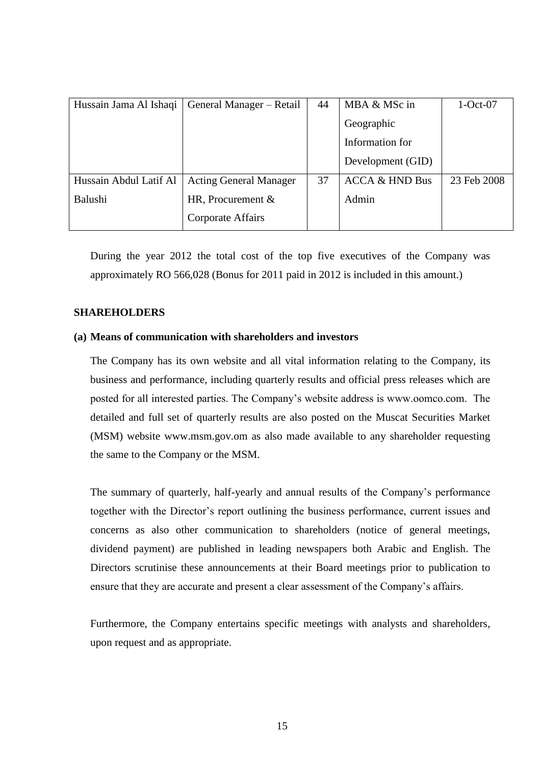| Hussain Jama Al Ishaqi | General Manager – Retail | 44 | MBA & MSc in Geographic Information for Development (GID) | 1-Oct-07 |
|---|---|---|---|---|
| Hussain Abdul Latif Al Balushi | Acting General Manager HR, Procurement & Corporate Affairs | 37 | ACCA & HND Bus Admin | 23 Feb 2008 |

During the year 2012 the total cost of the top five executives of the Company was approximately RO 566,028 (Bonus for 2011 paid in 2012 is included in this amount.)

## SHAREHOLDERS

### (a) Means of communication with shareholders and investors

The Company has its own website and all vital information relating to the Company, its business and performance, including quarterly results and official press releases which are posted for all interested parties. The Company's website address is www.oomco.com. The detailed and full set of quarterly results are also posted on the Muscat Securities Market (MSM) website www.msm.gov.om as also made available to any shareholder requesting the same to the Company or the MSM.

The summary of quarterly, half-yearly and annual results of the Company's performance together with the Director's report outlining the business performance, current issues and concerns as also other communication to shareholders (notice of general meetings, dividend payment) are published in leading newspapers both Arabic and English. The Directors scrutinise these announcements at their Board meetings prior to publication to ensure that they are accurate and present a clear assessment of the Company's affairs.

Furthermore, the Company entertains specific meetings with analysts and shareholders, upon request and as appropriate.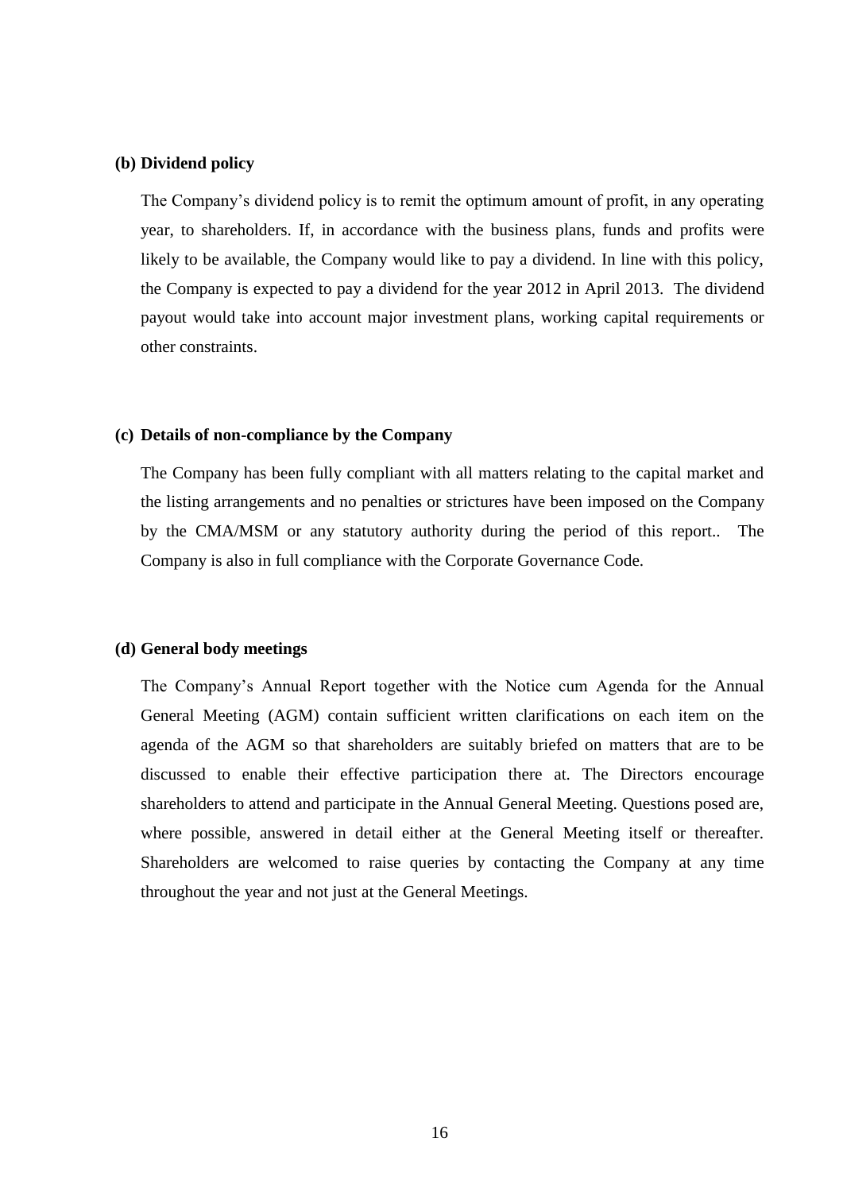**(b) Dividend policy**

The Company's dividend policy is to remit the optimum amount of profit, in any operating year, to shareholders. If, in accordance with the business plans, funds and profits were likely to be available, the Company would like to pay a dividend. In line with this policy, the Company is expected to pay a dividend for the year 2012 in April 2013. The dividend payout would take into account major investment plans, working capital requirements or other constraints.

**(c) Details of non-compliance by the Company**

The Company has been fully compliant with all matters relating to the capital market and the listing arrangements and no penalties or strictures have been imposed on the Company by the CMA/MSM or any statutory authority during the period of this report.. The Company is also in full compliance with the Corporate Governance Code.

**(d) General body meetings**

The Company's Annual Report together with the Notice cum Agenda for the Annual General Meeting (AGM) contain sufficient written clarifications on each item on the agenda of the AGM so that shareholders are suitably briefed on matters that are to be discussed to enable their effective participation there at. The Directors encourage shareholders to attend and participate in the Annual General Meeting. Questions posed are, where possible, answered in detail either at the General Meeting itself or thereafter. Shareholders are welcomed to raise queries by contacting the Company at any time throughout the year and not just at the General Meetings.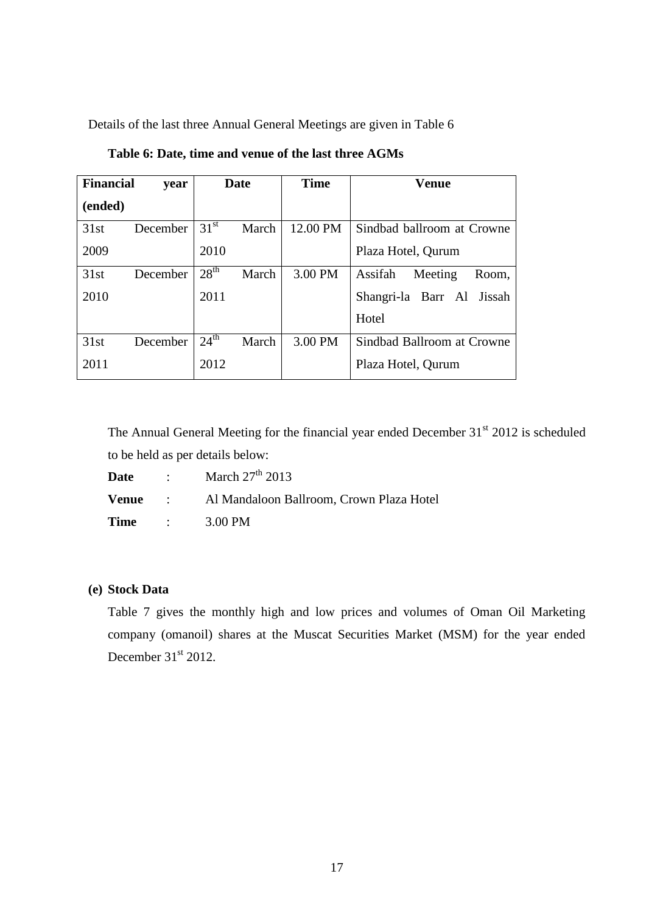Details of the last three Annual General Meetings are given in Table 6

**Table 6: Date, time and venue of the last three AGMs**

| Financial year (ended) | Date | Time | Venue |
|---|---|---|---|
| 31st December 2009 | $31^{st}$ March 2010 | 12.00 PM | Sindbad ballroom at Crowne Plaza Hotel, Qurum |
| 31st December 2010 | $28^{th}$ March 2011 | 3.00 PM | Assifah Meeting Room, Shangri-la Barr Al Jissah Hotel |
| 31st December 2011 | $24^{th}$ March 2012 | 3.00 PM | Sindbad Ballroom at Crowne Plaza Hotel, Qurum |

The Annual General Meeting for the financial year ended December $31^{st}$ 2012 is scheduled to be held as per details below:

**Date** : March $27^{th}$ 2013

**Venue** : Al Mandaloon Ballroom, Crown Plaza Hotel

**Time** : 3.00 PM

**(e) Stock Data**

Table 7 gives the monthly high and low prices and volumes of Oman Oil Marketing company (omanoil) shares at the Muscat Securities Market (MSM) for the year ended December $31^{st}$ 2012.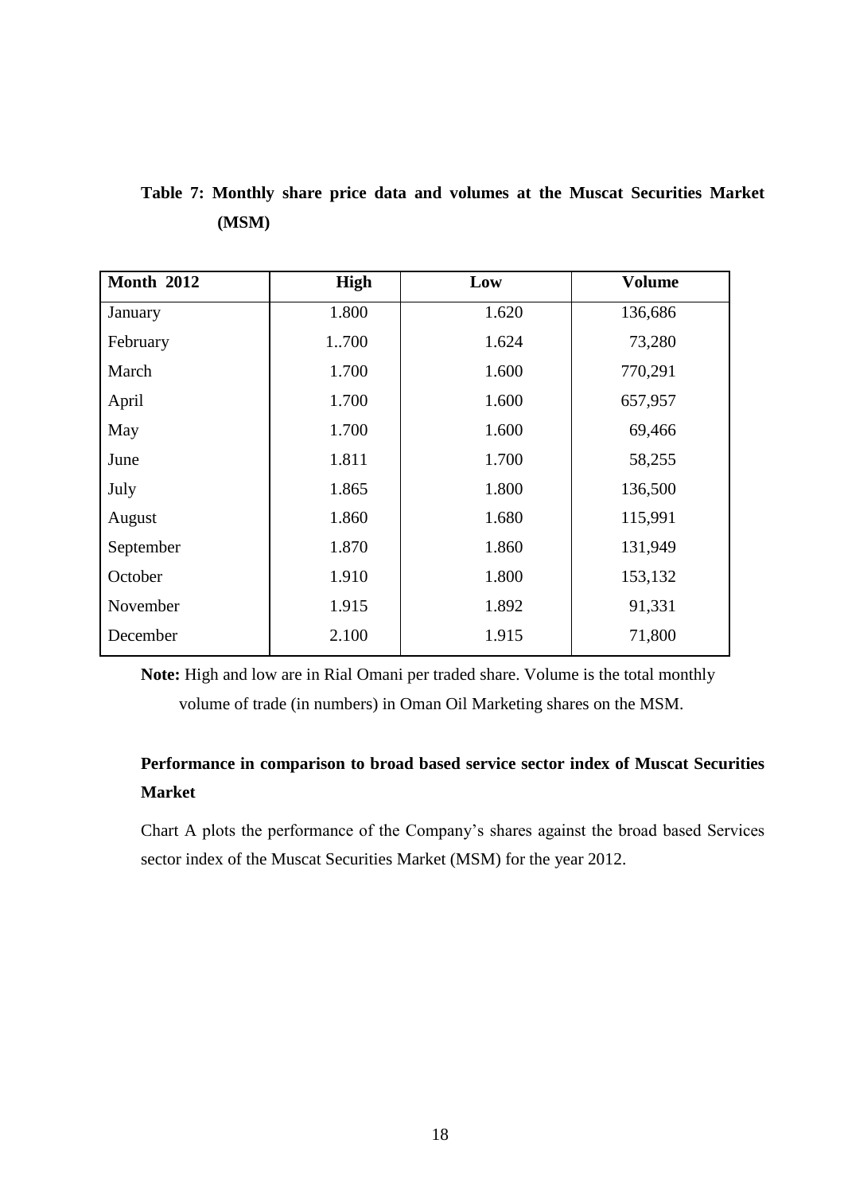**Table 7: Monthly share price data and volumes at the Muscat Securities Market (MSM)**

| Month 2012 | High | Low | Volume |
|---|---|---|---|
| January | 1.800 | 1.620 | 136,686 |
| February | 1..700 | 1.624 | 73,280 |
| March | 1.700 | 1.600 | 770,291 |
| April | 1.700 | 1.600 | 657,957 |
| May | 1.700 | 1.600 | 69,466 |
| June | 1.811 | 1.700 | 58,255 |
| July | 1.865 | 1.800 | 136,500 |
| August | 1.860 | 1.680 | 115,991 |
| September | 1.870 | 1.860 | 131,949 |
| October | 1.910 | 1.800 | 153,132 |
| November | 1.915 | 1.892 | 91,331 |
| December | 2.100 | 1.915 | 71,800 |

**Note:** High and low are in Rial Omani per traded share. Volume is the total monthly volume of trade (in numbers) in Oman Oil Marketing shares on the MSM.

## Performance in comparison to broad based service sector index of Muscat Securities Market

Chart A plots the performance of the Company's shares against the broad based Services sector index of the Muscat Securities Market (MSM) for the year 2012.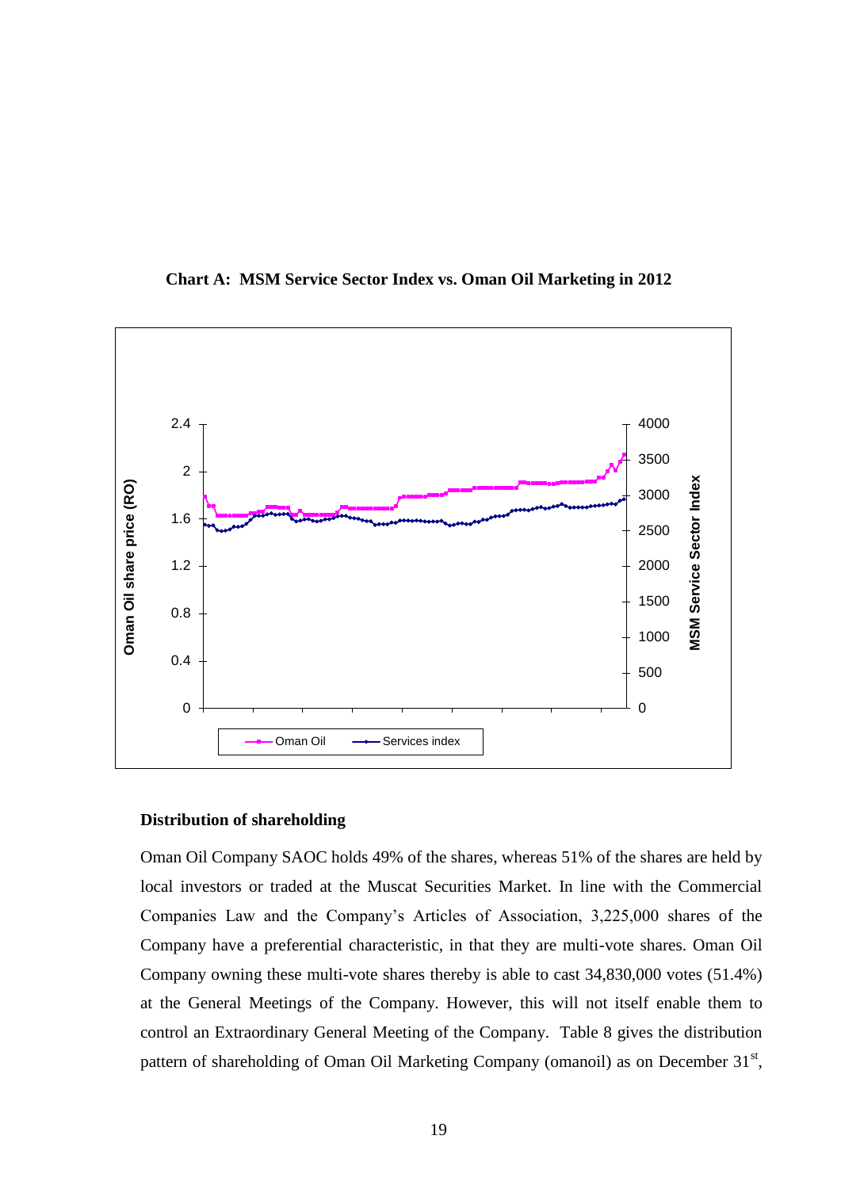**Chart A: MSM Service Sector Index vs. Oman Oil Marketing in 2012**

### Distribution of shareholding

Oman Oil Company SAOC holds 49% of the shares, whereas 51% of the shares are held by local investors or traded at the Muscat Securities Market. In line with the Commercial Companies Law and the Company's Articles of Association, 3,225,000 shares of the Company have a preferential characteristic, in that they are multi-vote shares. Oman Oil Company owning these multi-vote shares thereby is able to cast 34,830,000 votes (51.4%) at the General Meetings of the Company. However, this will not itself enable them to control an Extraordinary General Meeting of the Company. Table 8 gives the distribution pattern of shareholding of Oman Oil Marketing Company (omanoil) as on December 31st,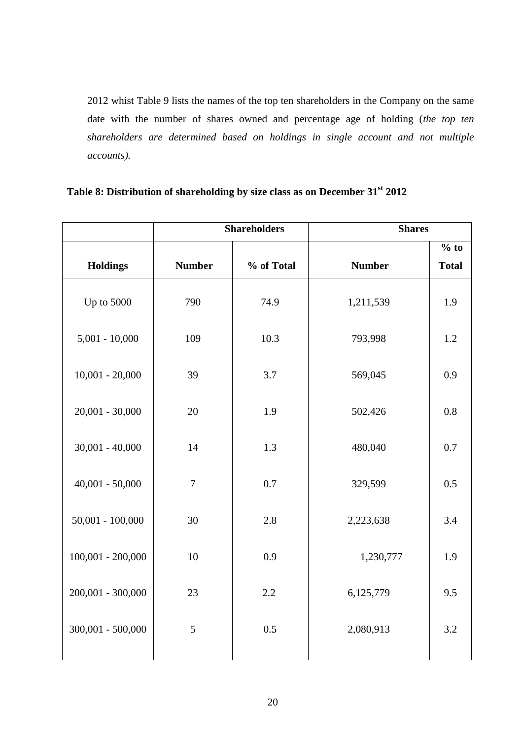2012 whist Table 9 lists the names of the top ten shareholders in the Company on the same date with the number of shares owned and percentage age of holding (*the top ten shareholders are determined based on holdings in single account and not multiple accounts).*

**Table 8: Distribution of shareholding by size class as on December 31st 2012**

| | Shareholders | | Shares | |
|---|---|---|---|---|
| **Holdings** | **Number** | **% of Total** | **Number** | **% to Total** |
| Up to 5000 | 790 | 74.9 | 1,211,539 | 1.9 |
| 5,001 - 10,000 | 109 | 10.3 | 793,998 | 1.2 |
| 10,001 - 20,000 | 39 | 3.7 | 569,045 | 0.9 |
| 20,001 - 30,000 | 20 | 1.9 | 502,426 | 0.8 |
| 30,001 - 40,000 | 14 | 1.3 | 480,040 | 0.7 |
| 40,001 - 50,000 | 7 | 0.7 | 329,599 | 0.5 |
| 50,001 - 100,000 | 30 | 2.8 | 2,223,638 | 3.4 |
| 100,001 - 200,000 | 10 | 0.9 | 1,230,777 | 1.9 |
| 200,001 - 300,000 | 23 | 2.2 | 6,125,779 | 9.5 |
| 300,001 - 500,000 | 5 | 0.5 | 2,080,913 | 3.2 |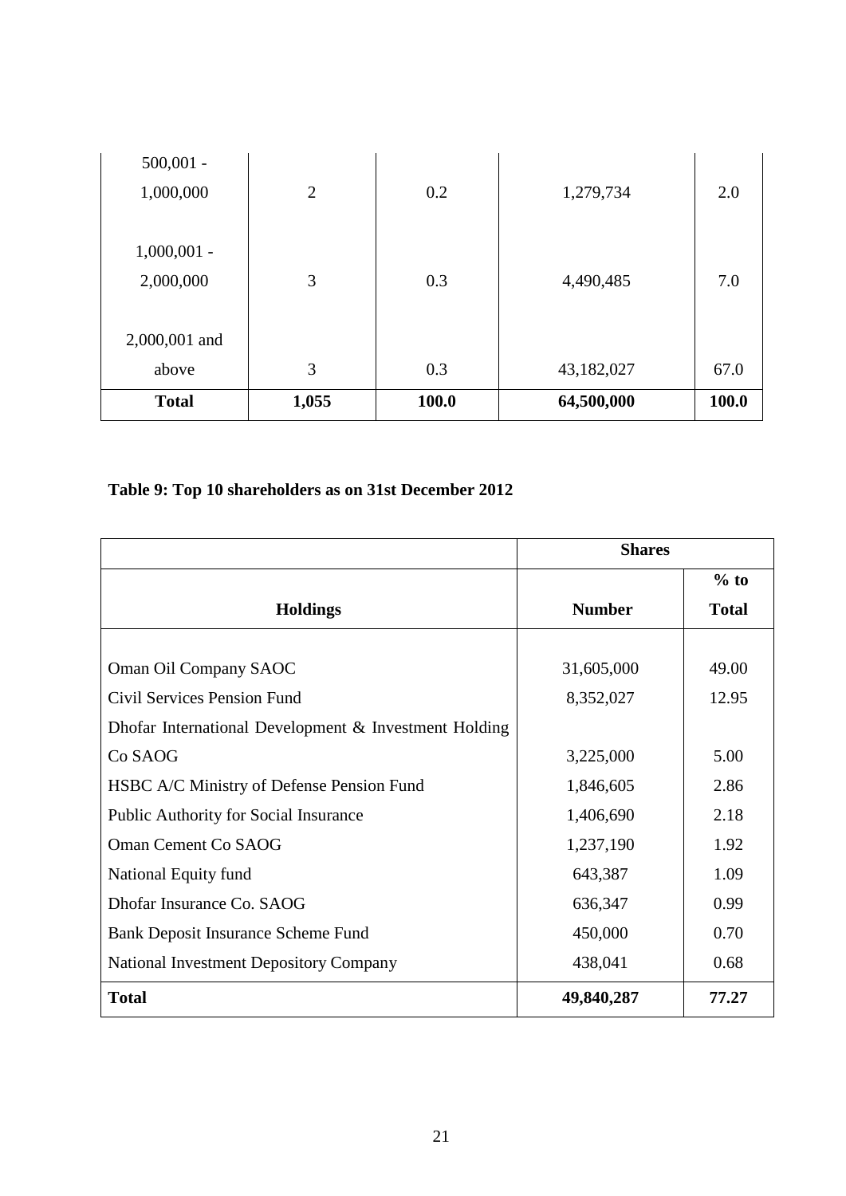| 500,001 - 1,000,000 | 2 | 0.2 | 1,279,734 | 2.0 |
|---|---|---|---|---|
| 1,000,001 - 2,000,000 | 3 | 0.3 | 4,490,485 | 7.0 |
| 2,000,001 and above | 3 | 0.3 | 43,182,027 | 67.0 |
| **Total** | **1,055** | **100.0** | **64,500,000** | **100.0** |

**Table 9: Top 10 shareholders as on 31st December 2012**

| | **Shares** | |
|---|---|---|
| **Holdings** | **Number** | **% to Total** |
| Oman Oil Company SAOC | 31,605,000 | 49.00 |
| Civil Services Pension Fund | 8,352,027 | 12.95 |
| Dhofar International Development & Investment Holding Co SAOG | 3,225,000 | 5.00 |
| HSBC A/C Ministry of Defense Pension Fund | 1,846,605 | 2.86 |
| Public Authority for Social Insurance | 1,406,690 | 2.18 |
| Oman Cement Co SAOG | 1,237,190 | 1.92 |
| National Equity fund | 643,387 | 1.09 |
| Dhofar Insurance Co. SAOG | 636,347 | 0.99 |
| Bank Deposit Insurance Scheme Fund | 450,000 | 0.70 |
| National Investment Depository Company | 438,041 | 0.68 |
| **Total** | **49,840,287** | **77.27** |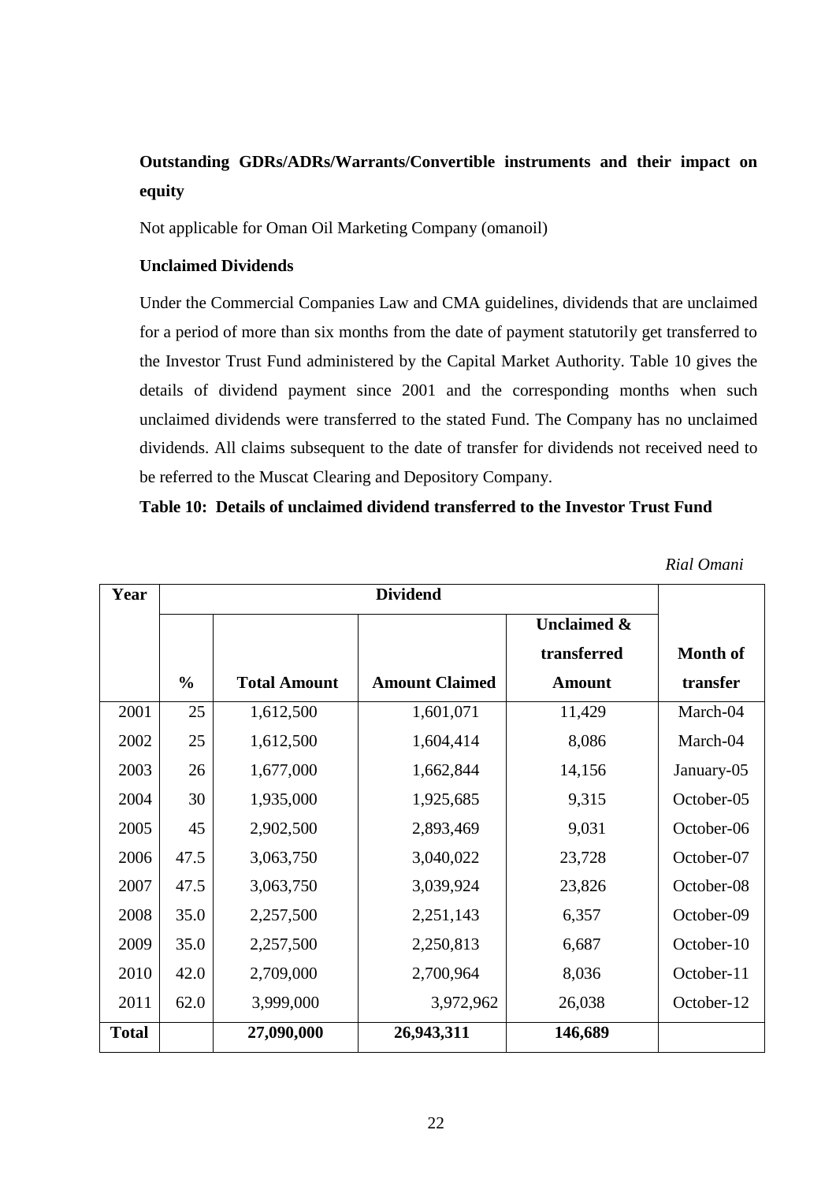**Outstanding GDRs/ADRs/Warrants/Convertible instruments and their impact on equity**

Not applicable for Oman Oil Marketing Company (omanoil)

**Unclaimed Dividends**

Under the Commercial Companies Law and CMA guidelines, dividends that are unclaimed for a period of more than six months from the date of payment statutorily get transferred to the Investor Trust Fund administered by the Capital Market Authority. Table 10 gives the details of dividend payment since 2001 and the corresponding months when such unclaimed dividends were transferred to the stated Fund. The Company has no unclaimed dividends. All claims subsequent to the date of transfer for dividends not received need to be referred to the Muscat Clearing and Depository Company.

**Table 10: Details of unclaimed dividend transferred to the Investor Trust Fund**

*Rial Omani*

| Year | Dividend | | | | |
|---|---|---|---|---|---|
| | % | Total Amount | Amount Claimed | Unclaimed & transferred Amount | Month of transfer |
| 2001 | 25 | 1,612,500 | 1,601,071 | 11,429 | March-04 |
| 2002 | 25 | 1,612,500 | 1,604,414 | 8,086 | March-04 |
| 2003 | 26 | 1,677,000 | 1,662,844 | 14,156 | January-05 |
| 2004 | 30 | 1,935,000 | 1,925,685 | 9,315 | October-05 |
| 2005 | 45 | 2,902,500 | 2,893,469 | 9,031 | October-06 |
| 2006 | 47.5 | 3,063,750 | 3,040,022 | 23,728 | October-07 |
| 2007 | 47.5 | 3,063,750 | 3,039,924 | 23,826 | October-08 |
| 2008 | 35.0 | 2,257,500 | 2,251,143 | 6,357 | October-09 |
| 2009 | 35.0 | 2,257,500 | 2,250,813 | 6,687 | October-10 |
| 2010 | 42.0 | 2,709,000 | 2,700,964 | 8,036 | October-11 |
| 2011 | 62.0 | 3,999,000 | 3,972,962 | 26,038 | October-12 |
| **Total** | | **27,090,000** | **26,943,311** | **146,689** | |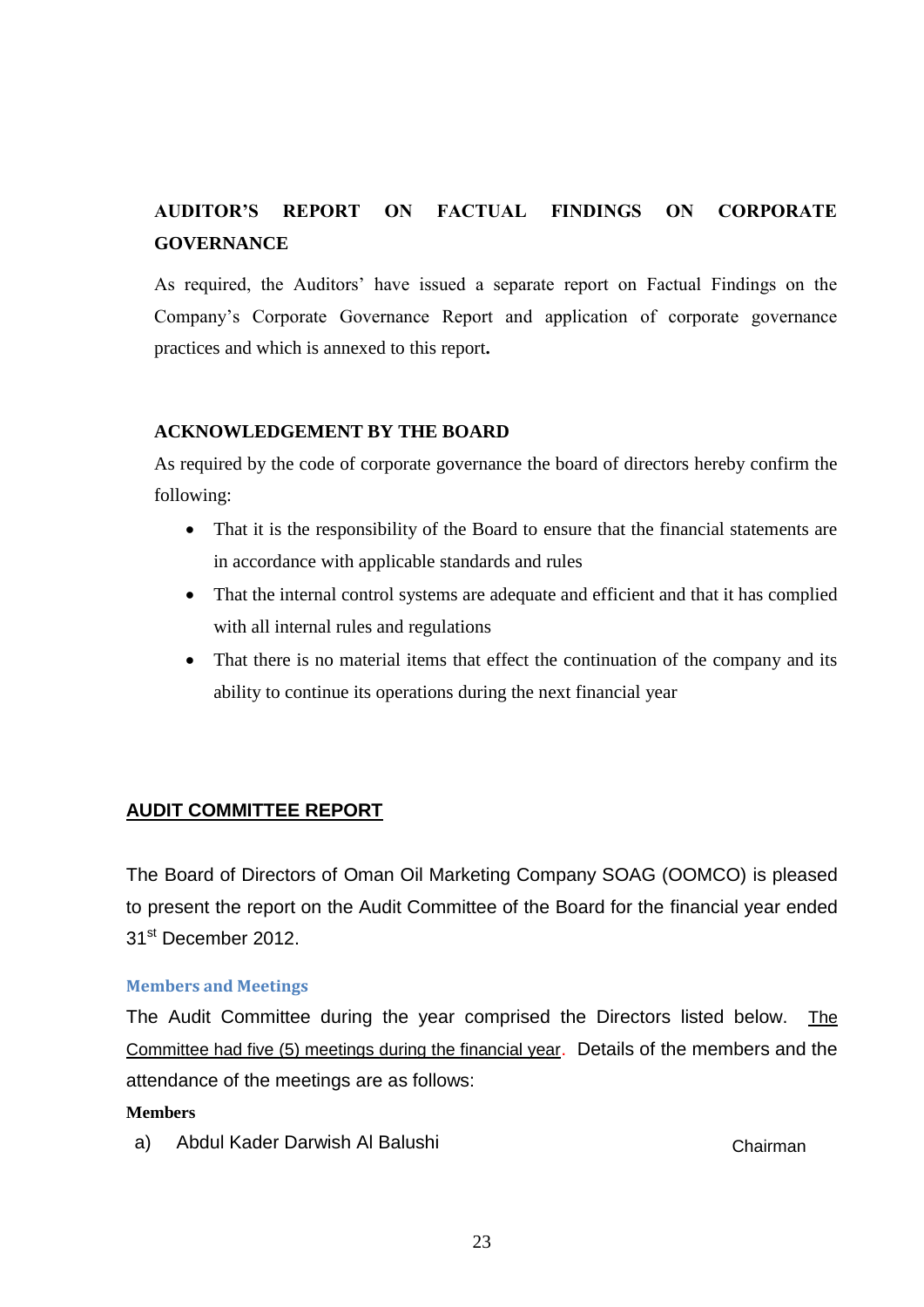## AUDITOR'S REPORT ON FACTUAL FINDINGS ON CORPORATE GOVERNANCE

As required, the Auditors' have issued a separate report on Factual Findings on the Company's Corporate Governance Report and application of corporate governance practices and which is annexed to this report**.**

## ACKNOWLEDGEMENT BY THE BOARD

As required by the code of corporate governance the board of directors hereby confirm the following:

- That it is the responsibility of the Board to ensure that the financial statements are in accordance with applicable standards and rules
- That the internal control systems are adequate and efficient and that it has complied with all internal rules and regulations
- That there is no material items that effect the continuation of the company and its ability to continue its operations during the next financial year

## AUDIT COMMITTEE REPORT

The Board of Directors of Oman Oil Marketing Company SOAG (OOMCO) is pleased to present the report on the Audit Committee of the Board for the financial year ended 31st December 2012.

### Members and Meetings

The Audit Committee during the year comprised the Directors listed below. The Committee had five (5) meetings during the financial year. Details of the members and the attendance of the meetings are as follows:

**Members**

a) Abdul Kader Darwish Al Balushi — Chairman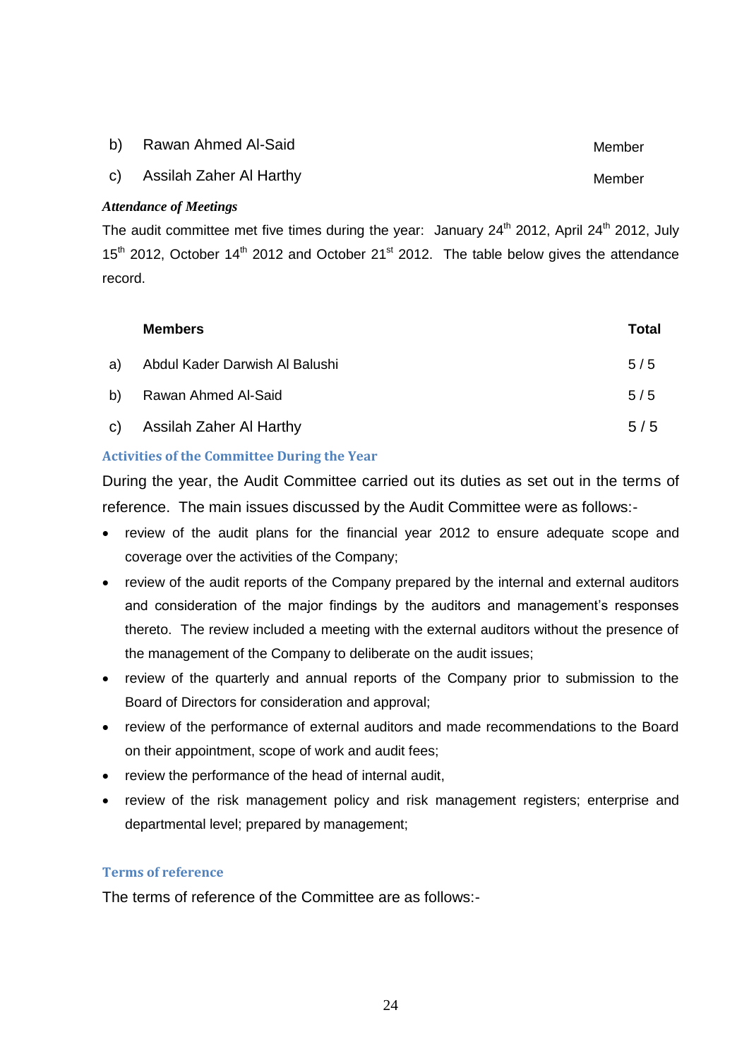| | | |
|---|---|---|
| b) | Rawan Ahmed Al-Said | Member |
| c) | Assilah Zaher Al Harthy | Member |

***Attendance of Meetings***

The audit committee met five times during the year: January 24th 2012, April 24th 2012, July 15th 2012, October 14th 2012 and October 21st 2012. The table below gives the attendance record.

| | Members | Total |
|---|---|---|
| a) | Abdul Kader Darwish Al Balushi | 5 / 5 |
| b) | Rawan Ahmed Al-Said | 5 / 5 |
| c) | Assilah Zaher Al Harthy | 5 / 5 |

### Activities of the Committee During the Year

During the year, the Audit Committee carried out its duties as set out in the terms of reference. The main issues discussed by the Audit Committee were as follows:-

- review of the audit plans for the financial year 2012 to ensure adequate scope and coverage over the activities of the Company;
- review of the audit reports of the Company prepared by the internal and external auditors and consideration of the major findings by the auditors and management's responses thereto. The review included a meeting with the external auditors without the presence of the management of the Company to deliberate on the audit issues;
- review of the quarterly and annual reports of the Company prior to submission to the Board of Directors for consideration and approval;
- review of the performance of external auditors and made recommendations to the Board on their appointment, scope of work and audit fees;
- review the performance of the head of internal audit,
- review of the risk management policy and risk management registers; enterprise and departmental level; prepared by management;

### Terms of reference

The terms of reference of the Committee are as follows:-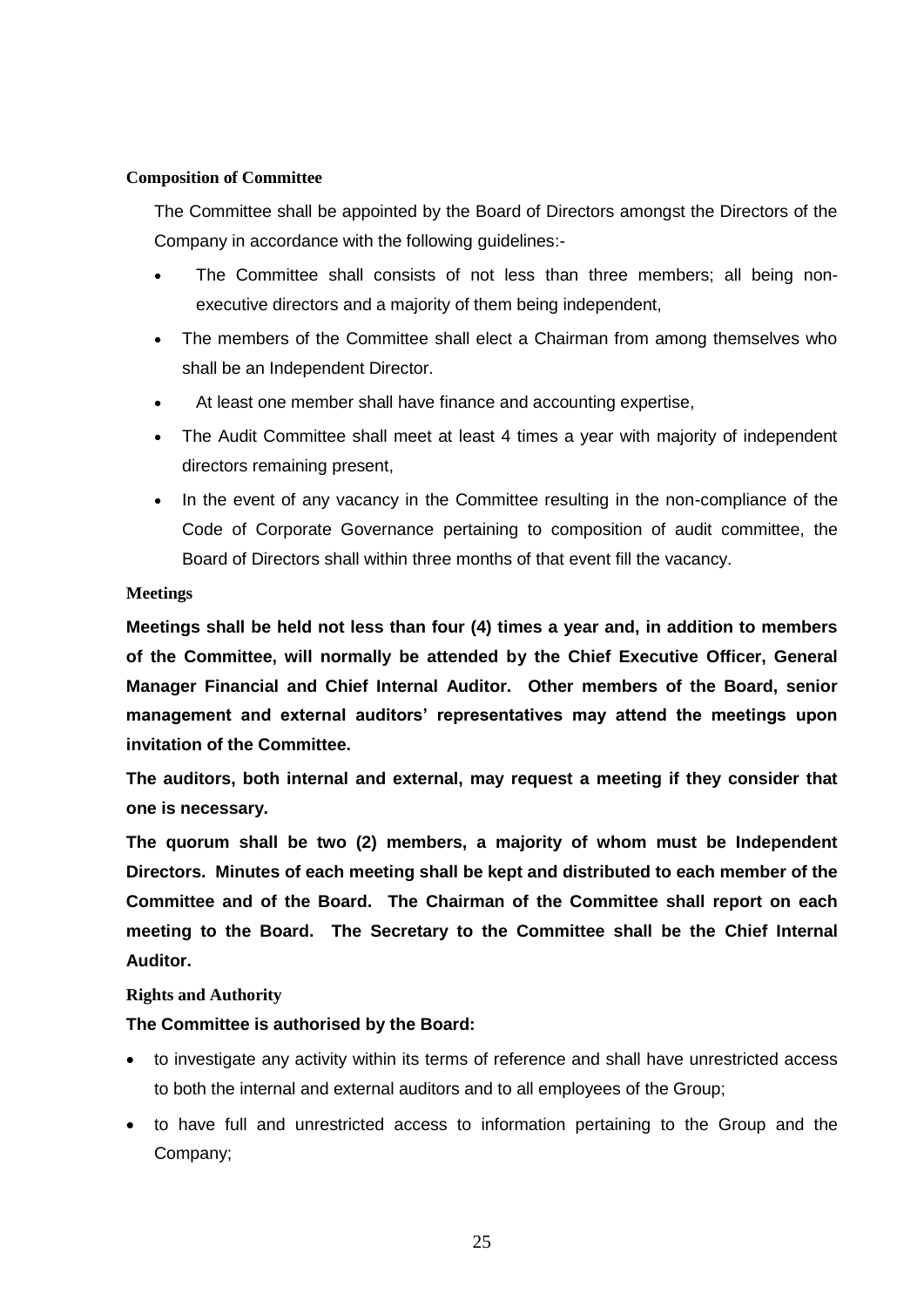**Composition of Committee**

The Committee shall be appointed by the Board of Directors amongst the Directors of the Company in accordance with the following guidelines:-

- The Committee shall consists of not less than three members; all being non-executive directors and a majority of them being independent,
- The members of the Committee shall elect a Chairman from among themselves who shall be an Independent Director.
- At least one member shall have finance and accounting expertise,
- The Audit Committee shall meet at least 4 times a year with majority of independent directors remaining present,
- In the event of any vacancy in the Committee resulting in the non-compliance of the Code of Corporate Governance pertaining to composition of audit committee, the Board of Directors shall within three months of that event fill the vacancy.

**Meetings**

**Meetings shall be held not less than four (4) times a year and, in addition to members of the Committee, will normally be attended by the Chief Executive Officer, General Manager Financial and Chief Internal Auditor. Other members of the Board, senior management and external auditors' representatives may attend the meetings upon invitation of the Committee.**

**The auditors, both internal and external, may request a meeting if they consider that one is necessary.**

**The quorum shall be two (2) members, a majority of whom must be Independent Directors. Minutes of each meeting shall be kept and distributed to each member of the Committee and of the Board. The Chairman of the Committee shall report on each meeting to the Board. The Secretary to the Committee shall be the Chief Internal Auditor.**

**Rights and Authority**

**The Committee is authorised by the Board:**

- to investigate any activity within its terms of reference and shall have unrestricted access to both the internal and external auditors and to all employees of the Group;
- to have full and unrestricted access to information pertaining to the Group and the Company;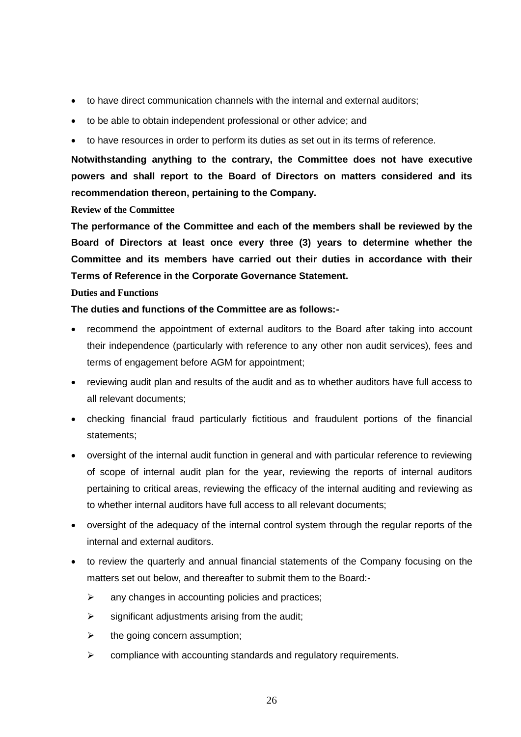- to have direct communication channels with the internal and external auditors;
- to be able to obtain independent professional or other advice; and
- to have resources in order to perform its duties as set out in its terms of reference.

**Notwithstanding anything to the contrary, the Committee does not have executive powers and shall report to the Board of Directors on matters considered and its recommendation thereon, pertaining to the Company.**

**Review of the Committee**

**The performance of the Committee and each of the members shall be reviewed by the Board of Directors at least once every three (3) years to determine whether the Committee and its members have carried out their duties in accordance with their Terms of Reference in the Corporate Governance Statement.**

**Duties and Functions**

**The duties and functions of the Committee are as follows:-**

- recommend the appointment of external auditors to the Board after taking into account their independence (particularly with reference to any other non audit services), fees and terms of engagement before AGM for appointment;
- reviewing audit plan and results of the audit and as to whether auditors have full access to all relevant documents;
- checking financial fraud particularly fictitious and fraudulent portions of the financial statements;
- oversight of the internal audit function in general and with particular reference to reviewing of scope of internal audit plan for the year, reviewing the reports of internal auditors pertaining to critical areas, reviewing the efficacy of the internal auditing and reviewing as to whether internal auditors have full access to all relevant documents;
- oversight of the adequacy of the internal control system through the regular reports of the internal and external auditors.
- to review the quarterly and annual financial statements of the Company focusing on the matters set out below, and thereafter to submit them to the Board:-
  - any changes in accounting policies and practices;
  - significant adjustments arising from the audit;
  - the going concern assumption;
  - compliance with accounting standards and regulatory requirements.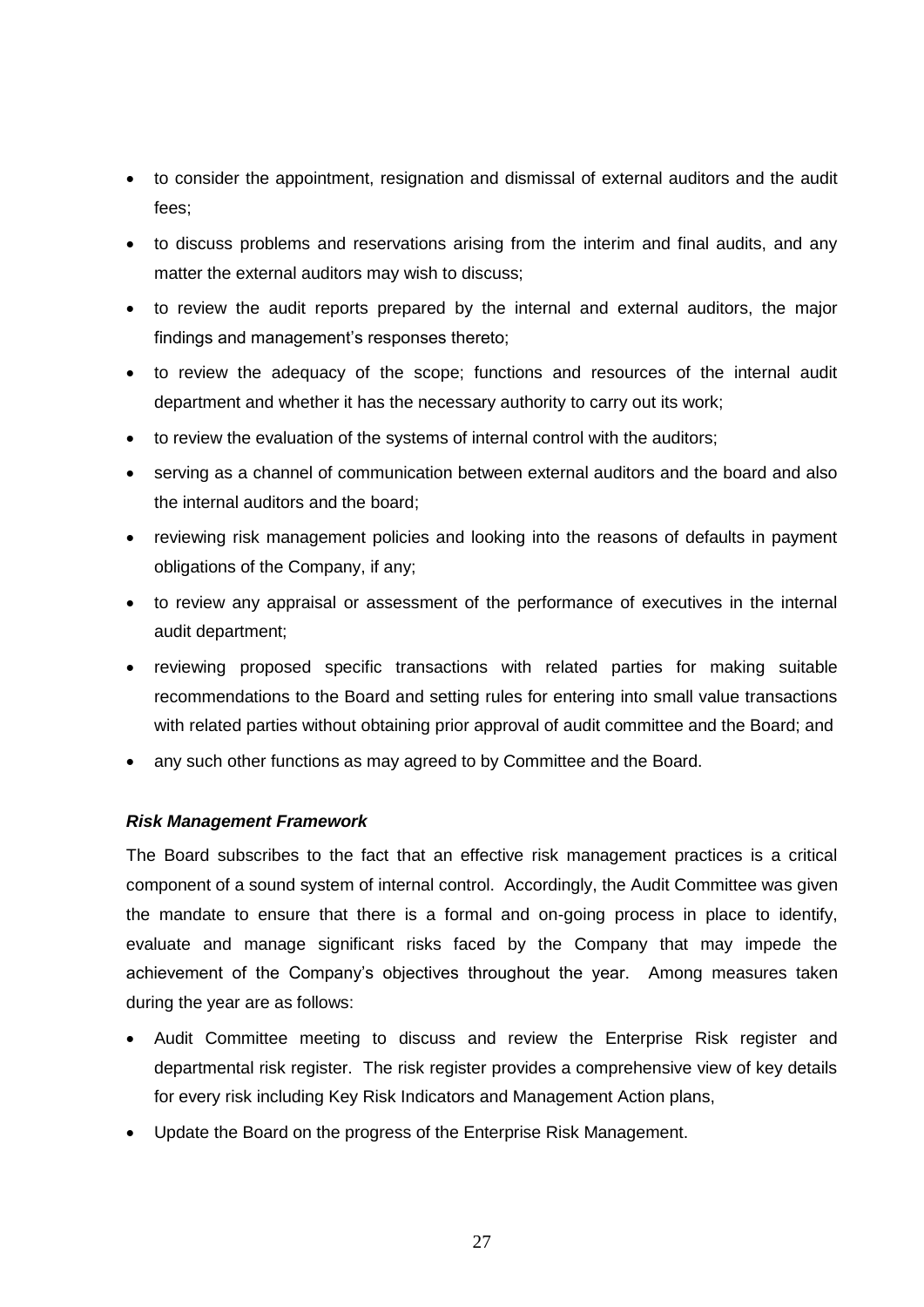- to consider the appointment, resignation and dismissal of external auditors and the audit fees;
- to discuss problems and reservations arising from the interim and final audits, and any matter the external auditors may wish to discuss;
- to review the audit reports prepared by the internal and external auditors, the major findings and management's responses thereto;
- to review the adequacy of the scope; functions and resources of the internal audit department and whether it has the necessary authority to carry out its work;
- to review the evaluation of the systems of internal control with the auditors;
- serving as a channel of communication between external auditors and the board and also the internal auditors and the board;
- reviewing risk management policies and looking into the reasons of defaults in payment obligations of the Company, if any;
- to review any appraisal or assessment of the performance of executives in the internal audit department;
- reviewing proposed specific transactions with related parties for making suitable recommendations to the Board and setting rules for entering into small value transactions with related parties without obtaining prior approval of audit committee and the Board; and
- any such other functions as may agreed to by Committee and the Board.

***Risk Management Framework***

The Board subscribes to the fact that an effective risk management practices is a critical component of a sound system of internal control. Accordingly, the Audit Committee was given the mandate to ensure that there is a formal and on-going process in place to identify, evaluate and manage significant risks faced by the Company that may impede the achievement of the Company's objectives throughout the year. Among measures taken during the year are as follows:

- Audit Committee meeting to discuss and review the Enterprise Risk register and departmental risk register. The risk register provides a comprehensive view of key details for every risk including Key Risk Indicators and Management Action plans,
- Update the Board on the progress of the Enterprise Risk Management.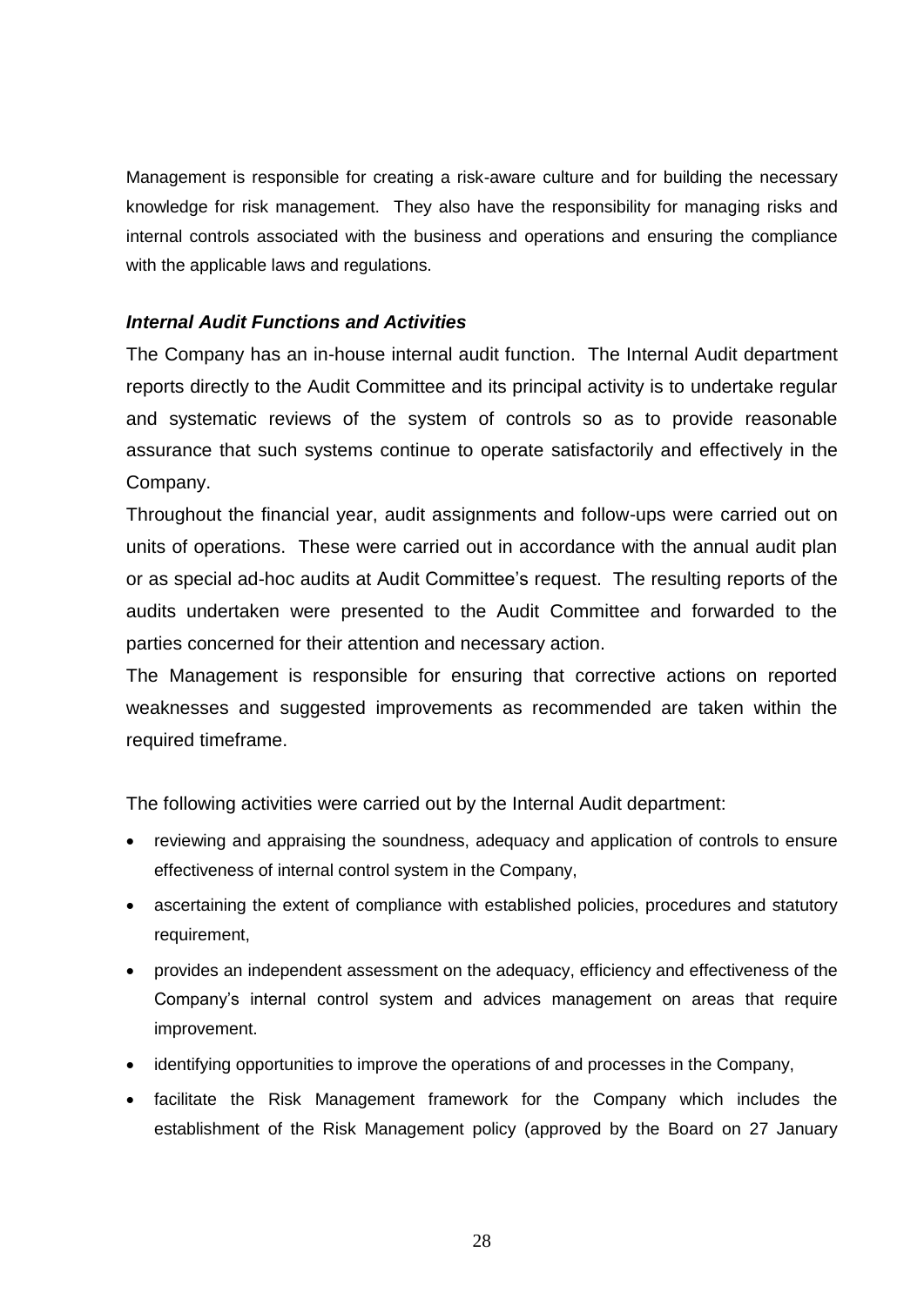Management is responsible for creating a risk-aware culture and for building the necessary knowledge for risk management. They also have the responsibility for managing risks and internal controls associated with the business and operations and ensuring the compliance with the applicable laws and regulations.

### *Internal Audit Functions and Activities*

The Company has an in-house internal audit function. The Internal Audit department reports directly to the Audit Committee and its principal activity is to undertake regular and systematic reviews of the system of controls so as to provide reasonable assurance that such systems continue to operate satisfactorily and effectively in the Company.

Throughout the financial year, audit assignments and follow-ups were carried out on units of operations. These were carried out in accordance with the annual audit plan or as special ad-hoc audits at Audit Committee's request. The resulting reports of the audits undertaken were presented to the Audit Committee and forwarded to the parties concerned for their attention and necessary action.

The Management is responsible for ensuring that corrective actions on reported weaknesses and suggested improvements as recommended are taken within the required timeframe.

The following activities were carried out by the Internal Audit department:

- reviewing and appraising the soundness, adequacy and application of controls to ensure effectiveness of internal control system in the Company,
- ascertaining the extent of compliance with established policies, procedures and statutory requirement,
- provides an independent assessment on the adequacy, efficiency and effectiveness of the Company's internal control system and advices management on areas that require improvement.
- identifying opportunities to improve the operations of and processes in the Company,
- facilitate the Risk Management framework for the Company which includes the establishment of the Risk Management policy (approved by the Board on 27 January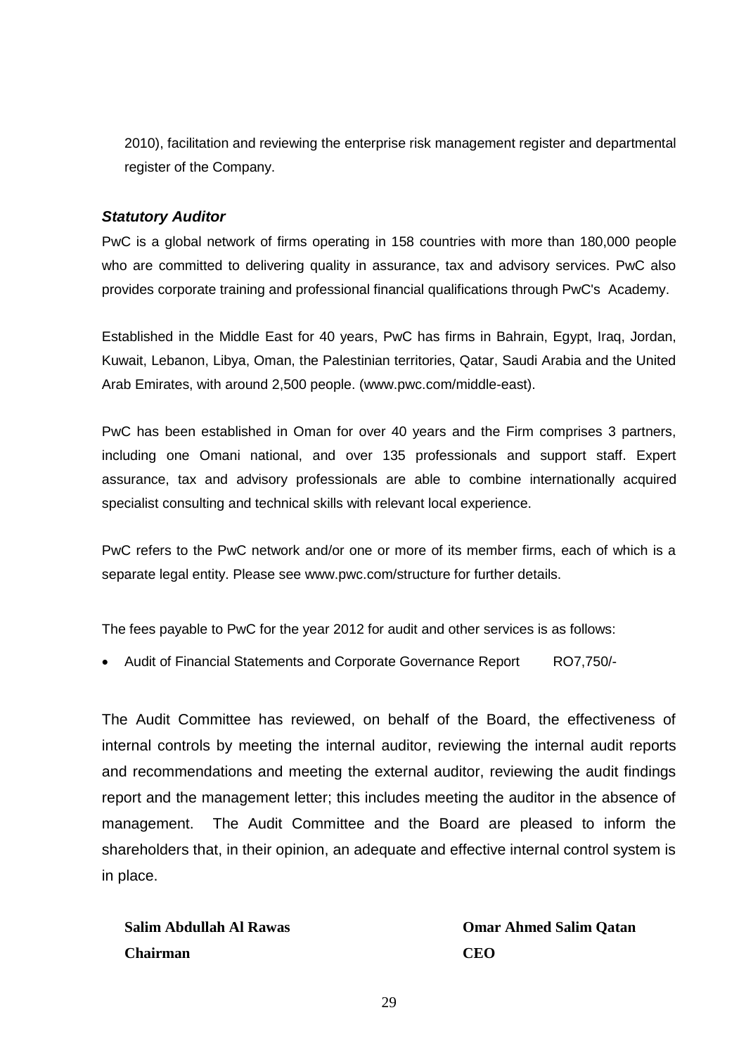2010), facilitation and reviewing the enterprise risk management register and departmental register of the Company.

### *Statutory Auditor*

PwC is a global network of firms operating in 158 countries with more than 180,000 people who are committed to delivering quality in assurance, tax and advisory services. PwC also provides corporate training and professional financial qualifications through PwC's Academy.

Established in the Middle East for 40 years, PwC has firms in Bahrain, Egypt, Iraq, Jordan, Kuwait, Lebanon, Libya, Oman, the Palestinian territories, Qatar, Saudi Arabia and the United Arab Emirates, with around 2,500 people. (www.pwc.com/middle-east).

PwC has been established in Oman for over 40 years and the Firm comprises 3 partners, including one Omani national, and over 135 professionals and support staff. Expert assurance, tax and advisory professionals are able to combine internationally acquired specialist consulting and technical skills with relevant local experience.

PwC refers to the PwC network and/or one or more of its member firms, each of which is a separate legal entity. Please see www.pwc.com/structure for further details.

The fees payable to PwC for the year 2012 for audit and other services is as follows:

- Audit of Financial Statements and Corporate Governance Report RO7,750/-

The Audit Committee has reviewed, on behalf of the Board, the effectiveness of internal controls by meeting the internal auditor, reviewing the internal audit reports and recommendations and meeting the external auditor, reviewing the audit findings report and the management letter; this includes meeting the auditor in the absence of management. The Audit Committee and the Board are pleased to inform the shareholders that, in their opinion, an adequate and effective internal control system is in place.

**Salim Abdullah Al Rawas**
**Chairman**

**Omar Ahmed Salim Qatan**
**CEO**